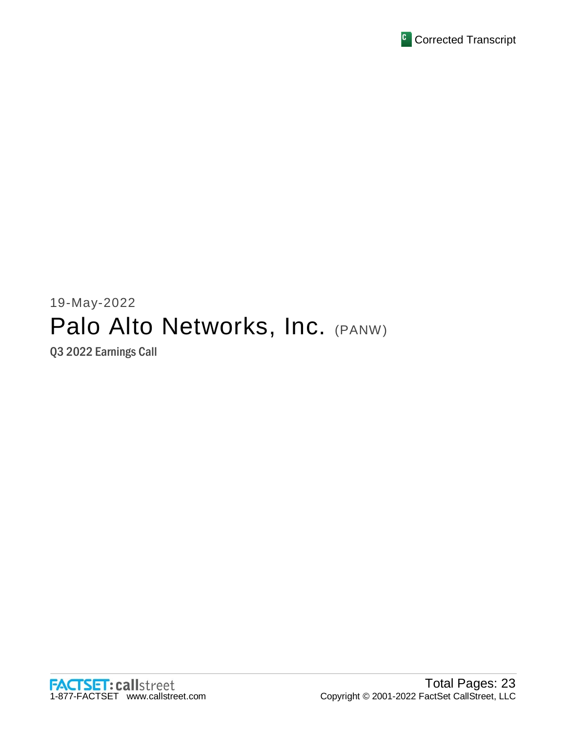Corrected Transcript

19-May-2022

# Palo Alto Networks, Inc. (PANW)

Q3 2022 Earnings Call

FACTSET: callstreet
1-877-FACTSET www.callstreet.com

Total Pages: 23
Copyright © 2001-2022 FactSet CallStreet, LLC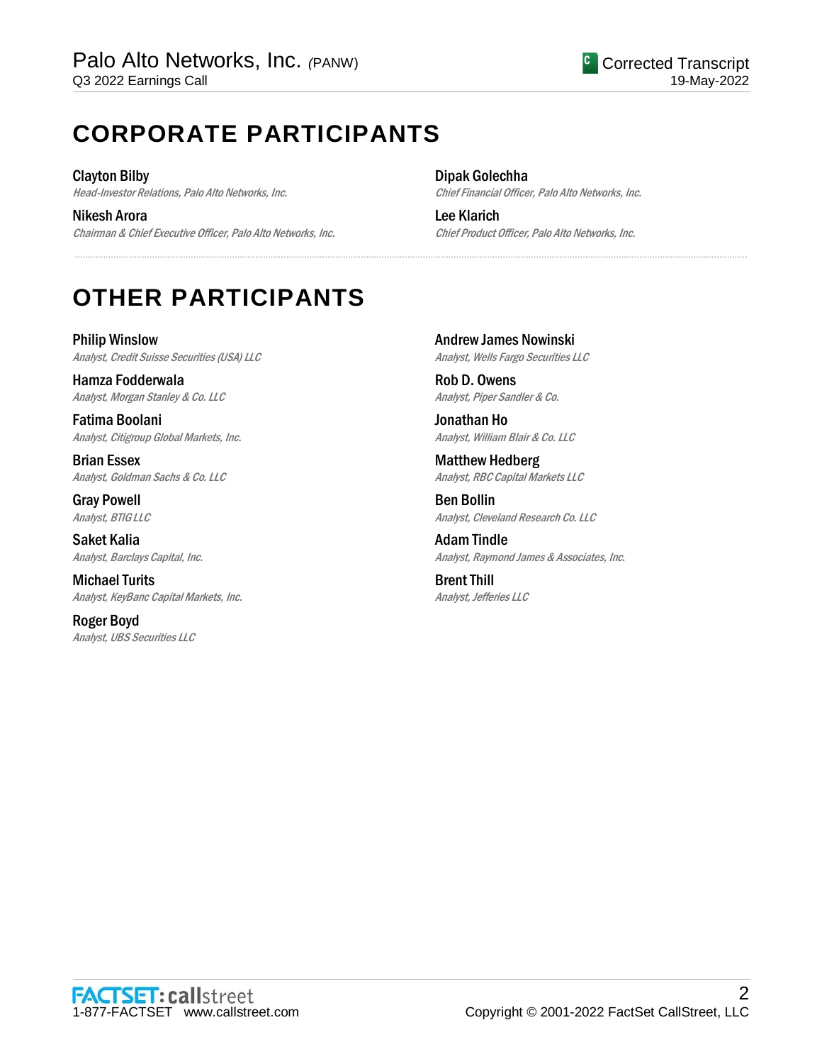# CORPORATE PARTICIPANTS

**Clayton Bilby**
*Head-Investor Relations, Palo Alto Networks, Inc.*

**Nikesh Arora**
*Chairman & Chief Executive Officer, Palo Alto Networks, Inc.*

**Dipak Golechha**
*Chief Financial Officer, Palo Alto Networks, Inc.*

**Lee Klarich**
*Chief Product Officer, Palo Alto Networks, Inc.*

# OTHER PARTICIPANTS

**Philip Winslow**
*Analyst, Credit Suisse Securities (USA) LLC*

**Hamza Fodderwala**
*Analyst, Morgan Stanley & Co. LLC*

**Fatima Boolani**
*Analyst, Citigroup Global Markets, Inc.*

**Brian Essex**
*Analyst, Goldman Sachs & Co. LLC*

**Gray Powell**
*Analyst, BTIG LLC*

**Saket Kalia**
*Analyst, Barclays Capital, Inc.*

**Michael Turits**
*Analyst, KeyBanc Capital Markets, Inc.*

**Roger Boyd**
*Analyst, UBS Securities LLC*

**Andrew James Nowinski**
*Analyst, Wells Fargo Securities LLC*

**Rob D. Owens**
*Analyst, Piper Sandler & Co.*

**Jonathan Ho**
*Analyst, William Blair & Co. LLC*

**Matthew Hedberg**
*Analyst, RBC Capital Markets LLC*

**Ben Bollin**
*Analyst, Cleveland Research Co. LLC*

**Adam Tindle**
*Analyst, Raymond James & Associates, Inc.*

**Brent Thill**
*Analyst, Jefferies LLC*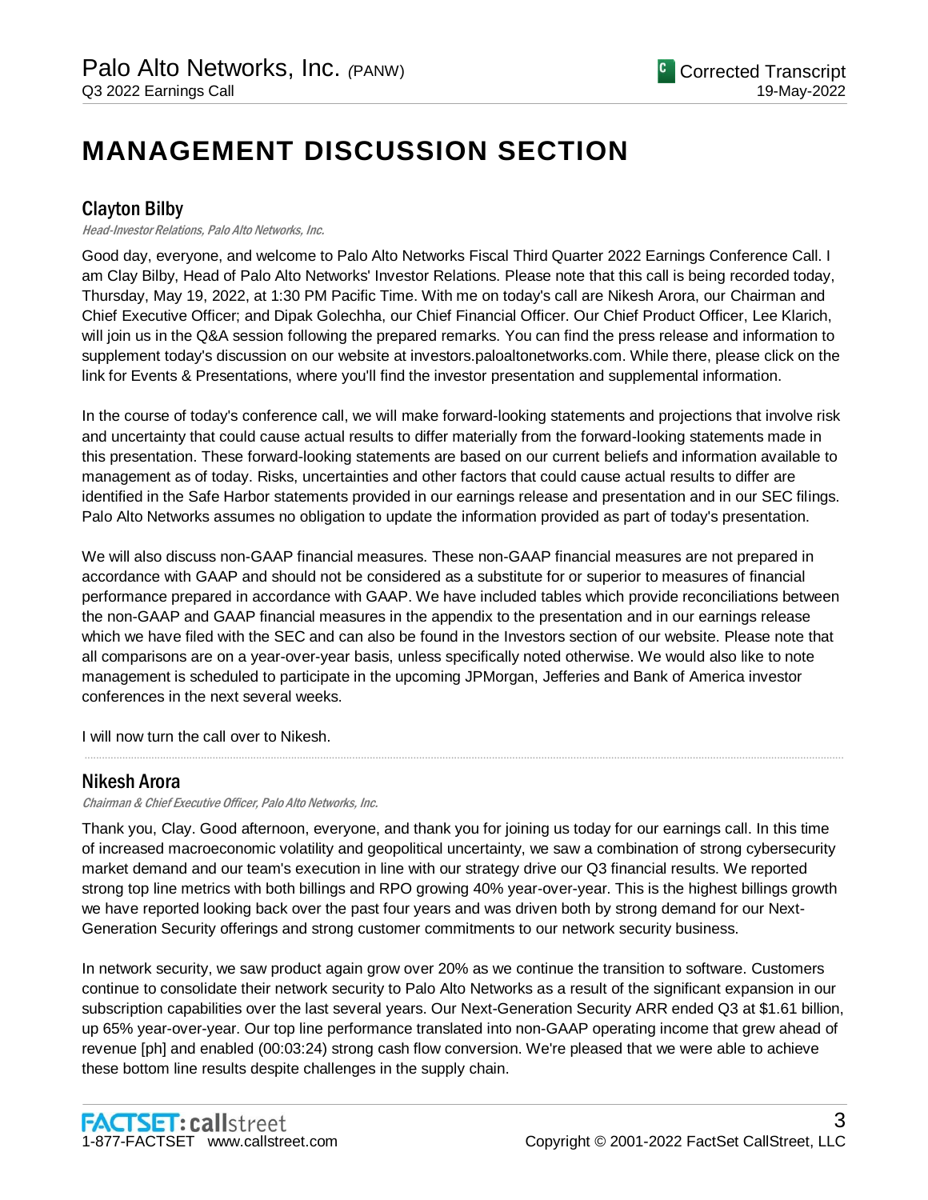# MANAGEMENT DISCUSSION SECTION

## Clayton Bilby

*Head-Investor Relations, Palo Alto Networks, Inc.*

Good day, everyone, and welcome to Palo Alto Networks Fiscal Third Quarter 2022 Earnings Conference Call. I am Clay Bilby, Head of Palo Alto Networks' Investor Relations. Please note that this call is being recorded today, Thursday, May 19, 2022, at 1:30 PM Pacific Time. With me on today's call are Nikesh Arora, our Chairman and Chief Executive Officer; and Dipak Golechha, our Chief Financial Officer. Our Chief Product Officer, Lee Klarich, will join us in the Q&A session following the prepared remarks. You can find the press release and information to supplement today's discussion on our website at investors.paloaltonetworks.com. While there, please click on the link for Events & Presentations, where you'll find the investor presentation and supplemental information.

In the course of today's conference call, we will make forward-looking statements and projections that involve risk and uncertainty that could cause actual results to differ materially from the forward-looking statements made in this presentation. These forward-looking statements are based on our current beliefs and information available to management as of today. Risks, uncertainties and other factors that could cause actual results to differ are identified in the Safe Harbor statements provided in our earnings release and presentation and in our SEC filings. Palo Alto Networks assumes no obligation to update the information provided as part of today's presentation.

We will also discuss non-GAAP financial measures. These non-GAAP financial measures are not prepared in accordance with GAAP and should not be considered as a substitute for or superior to measures of financial performance prepared in accordance with GAAP. We have included tables which provide reconciliations between the non-GAAP and GAAP financial measures in the appendix to the presentation and in our earnings release which we have filed with the SEC and can also be found in the Investors section of our website. Please note that all comparisons are on a year-over-year basis, unless specifically noted otherwise. We would also like to note management is scheduled to participate in the upcoming JPMorgan, Jefferies and Bank of America investor conferences in the next several weeks.

I will now turn the call over to Nikesh.

## Nikesh Arora

*Chairman & Chief Executive Officer, Palo Alto Networks, Inc.*

Thank you, Clay. Good afternoon, everyone, and thank you for joining us today for our earnings call. In this time of increased macroeconomic volatility and geopolitical uncertainty, we saw a combination of strong cybersecurity market demand and our team's execution in line with our strategy drive our Q3 financial results. We reported strong top line metrics with both billings and RPO growing 40% year-over-year. This is the highest billings growth we have reported looking back over the past four years and was driven both by strong demand for our Next-Generation Security offerings and strong customer commitments to our network security business.

In network security, we saw product again grow over 20% as we continue the transition to software. Customers continue to consolidate their network security to Palo Alto Networks as a result of the significant expansion in our subscription capabilities over the last several years. Our Next-Generation Security ARR ended Q3 at $1.61 billion, up 65% year-over-year. Our top line performance translated into non-GAAP operating income that grew ahead of revenue [ph] and enabled (00:03:24) strong cash flow conversion. We're pleased that we were able to achieve these bottom line results despite challenges in the supply chain.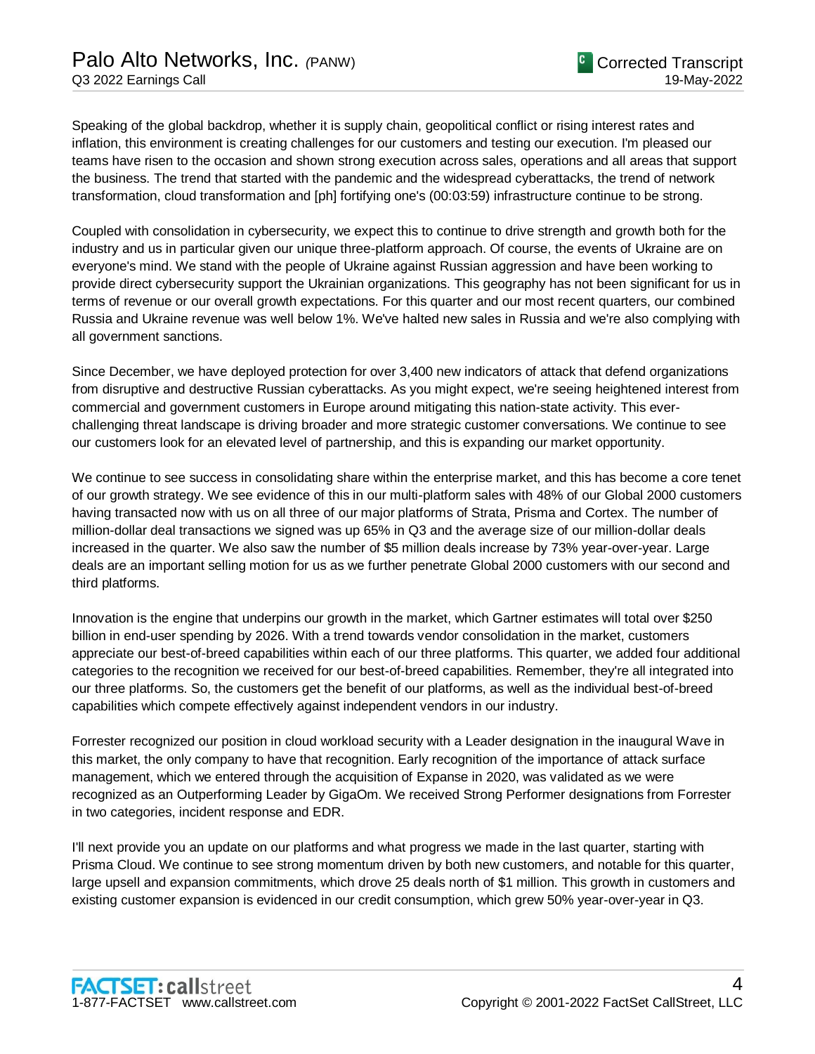Speaking of the global backdrop, whether it is supply chain, geopolitical conflict or rising interest rates and inflation, this environment is creating challenges for our customers and testing our execution. I'm pleased our teams have risen to the occasion and shown strong execution across sales, operations and all areas that support the business. The trend that started with the pandemic and the widespread cyberattacks, the trend of network transformation, cloud transformation and [ph] fortifying one's (00:03:59) infrastructure continue to be strong.

Coupled with consolidation in cybersecurity, we expect this to continue to drive strength and growth both for the industry and us in particular given our unique three-platform approach. Of course, the events of Ukraine are on everyone's mind. We stand with the people of Ukraine against Russian aggression and have been working to provide direct cybersecurity support the Ukrainian organizations. This geography has not been significant for us in terms of revenue or our overall growth expectations. For this quarter and our most recent quarters, our combined Russia and Ukraine revenue was well below 1%. We've halted new sales in Russia and we're also complying with all government sanctions.

Since December, we have deployed protection for over 3,400 new indicators of attack that defend organizations from disruptive and destructive Russian cyberattacks. As you might expect, we're seeing heightened interest from commercial and government customers in Europe around mitigating this nation-state activity. This ever-challenging threat landscape is driving broader and more strategic customer conversations. We continue to see our customers look for an elevated level of partnership, and this is expanding our market opportunity.

We continue to see success in consolidating share within the enterprise market, and this has become a core tenet of our growth strategy. We see evidence of this in our multi-platform sales with 48% of our Global 2000 customers having transacted now with us on all three of our major platforms of Strata, Prisma and Cortex. The number of million-dollar deal transactions we signed was up 65% in Q3 and the average size of our million-dollar deals increased in the quarter. We also saw the number of $5 million deals increase by 73% year-over-year. Large deals are an important selling motion for us as we further penetrate Global 2000 customers with our second and third platforms.

Innovation is the engine that underpins our growth in the market, which Gartner estimates will total over $250 billion in end-user spending by 2026. With a trend towards vendor consolidation in the market, customers appreciate our best-of-breed capabilities within each of our three platforms. This quarter, we added four additional categories to the recognition we received for our best-of-breed capabilities. Remember, they're all integrated into our three platforms. So, the customers get the benefit of our platforms, as well as the individual best-of-breed capabilities which compete effectively against independent vendors in our industry.

Forrester recognized our position in cloud workload security with a Leader designation in the inaugural Wave in this market, the only company to have that recognition. Early recognition of the importance of attack surface management, which we entered through the acquisition of Expanse in 2020, was validated as we were recognized as an Outperforming Leader by GigaOm. We received Strong Performer designations from Forrester in two categories, incident response and EDR.

I'll next provide you an update on our platforms and what progress we made in the last quarter, starting with Prisma Cloud. We continue to see strong momentum driven by both new customers, and notable for this quarter, large upsell and expansion commitments, which drove 25 deals north of $1 million. This growth in customers and existing customer expansion is evidenced in our credit consumption, which grew 50% year-over-year in Q3.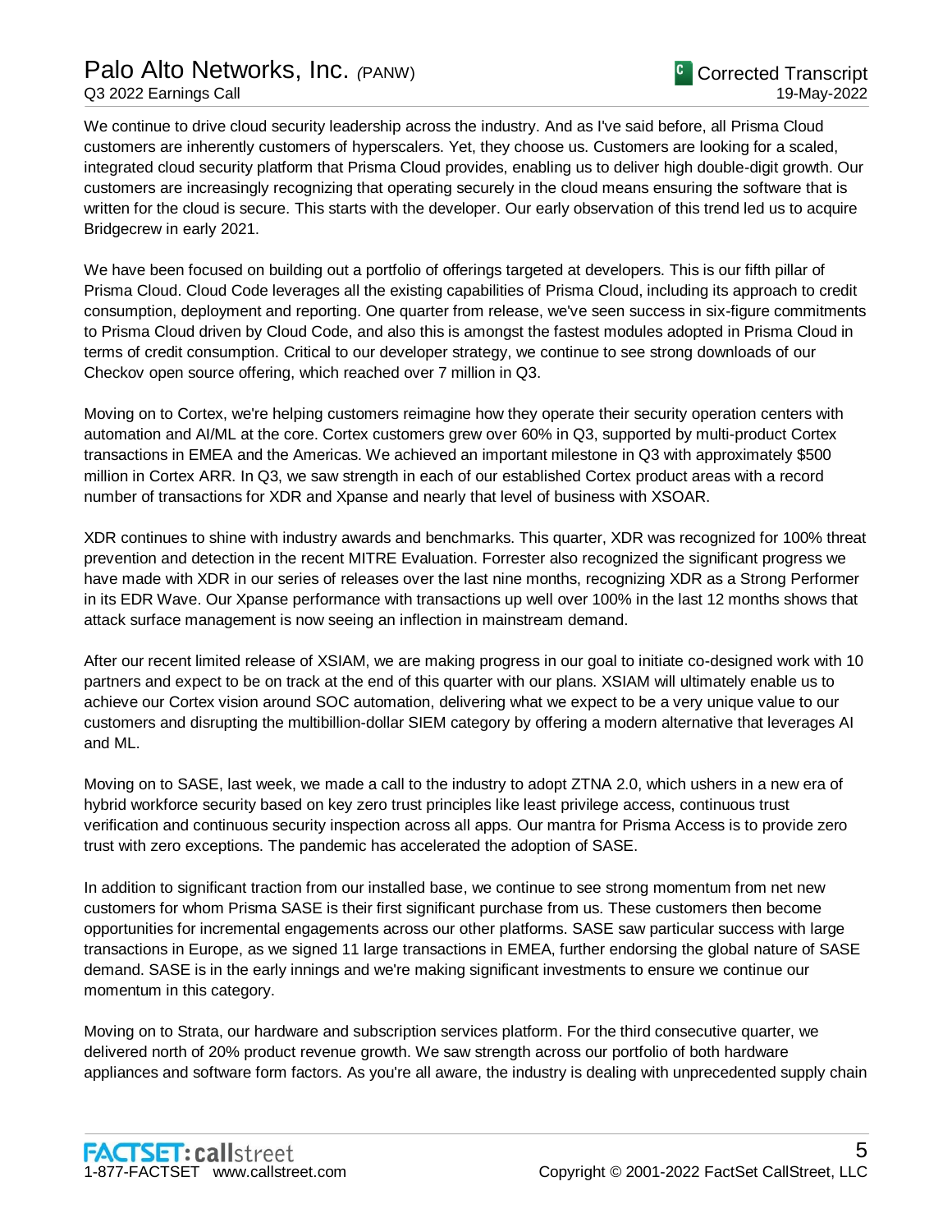We continue to drive cloud security leadership across the industry. And as I've said before, all Prisma Cloud customers are inherently customers of hyperscalers. Yet, they choose us. Customers are looking for a scaled, integrated cloud security platform that Prisma Cloud provides, enabling us to deliver high double-digit growth. Our customers are increasingly recognizing that operating securely in the cloud means ensuring the software that is written for the cloud is secure. This starts with the developer. Our early observation of this trend led us to acquire Bridgecrew in early 2021.

We have been focused on building out a portfolio of offerings targeted at developers. This is our fifth pillar of Prisma Cloud. Cloud Code leverages all the existing capabilities of Prisma Cloud, including its approach to credit consumption, deployment and reporting. One quarter from release, we've seen success in six-figure commitments to Prisma Cloud driven by Cloud Code, and also this is amongst the fastest modules adopted in Prisma Cloud in terms of credit consumption. Critical to our developer strategy, we continue to see strong downloads of our Checkov open source offering, which reached over 7 million in Q3.

Moving on to Cortex, we're helping customers reimagine how they operate their security operation centers with automation and AI/ML at the core. Cortex customers grew over 60% in Q3, supported by multi-product Cortex transactions in EMEA and the Americas. We achieved an important milestone in Q3 with approximately $500 million in Cortex ARR. In Q3, we saw strength in each of our established Cortex product areas with a record number of transactions for XDR and Xpanse and nearly that level of business with XSOAR.

XDR continues to shine with industry awards and benchmarks. This quarter, XDR was recognized for 100% threat prevention and detection in the recent MITRE Evaluation. Forrester also recognized the significant progress we have made with XDR in our series of releases over the last nine months, recognizing XDR as a Strong Performer in its EDR Wave. Our Xpanse performance with transactions up well over 100% in the last 12 months shows that attack surface management is now seeing an inflection in mainstream demand.

After our recent limited release of XSIAM, we are making progress in our goal to initiate co-designed work with 10 partners and expect to be on track at the end of this quarter with our plans. XSIAM will ultimately enable us to achieve our Cortex vision around SOC automation, delivering what we expect to be a very unique value to our customers and disrupting the multibillion-dollar SIEM category by offering a modern alternative that leverages AI and ML.

Moving on to SASE, last week, we made a call to the industry to adopt ZTNA 2.0, which ushers in a new era of hybrid workforce security based on key zero trust principles like least privilege access, continuous trust verification and continuous security inspection across all apps. Our mantra for Prisma Access is to provide zero trust with zero exceptions. The pandemic has accelerated the adoption of SASE.

In addition to significant traction from our installed base, we continue to see strong momentum from net new customers for whom Prisma SASE is their first significant purchase from us. These customers then become opportunities for incremental engagements across our other platforms. SASE saw particular success with large transactions in Europe, as we signed 11 large transactions in EMEA, further endorsing the global nature of SASE demand. SASE is in the early innings and we're making significant investments to ensure we continue our momentum in this category.

Moving on to Strata, our hardware and subscription services platform. For the third consecutive quarter, we delivered north of 20% product revenue growth. We saw strength across our portfolio of both hardware appliances and software form factors. As you're all aware, the industry is dealing with unprecedented supply chain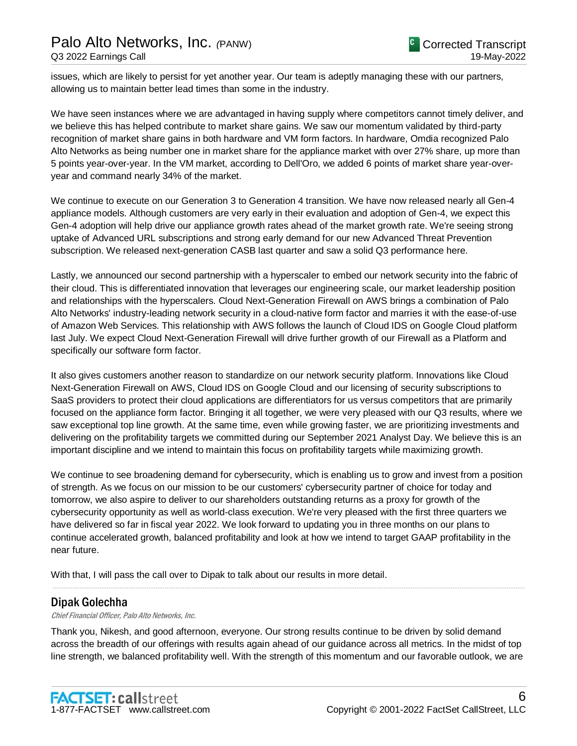issues, which are likely to persist for yet another year. Our team is adeptly managing these with our partners, allowing us to maintain better lead times than some in the industry.

We have seen instances where we are advantaged in having supply where competitors cannot timely deliver, and we believe this has helped contribute to market share gains. We saw our momentum validated by third-party recognition of market share gains in both hardware and VM form factors. In hardware, Omdia recognized Palo Alto Networks as being number one in market share for the appliance market with over 27% share, up more than 5 points year-over-year. In the VM market, according to Dell'Oro, we added 6 points of market share year-over-year and command nearly 34% of the market.

We continue to execute on our Generation 3 to Generation 4 transition. We have now released nearly all Gen-4 appliance models. Although customers are very early in their evaluation and adoption of Gen-4, we expect this Gen-4 adoption will help drive our appliance growth rates ahead of the market growth rate. We're seeing strong uptake of Advanced URL subscriptions and strong early demand for our new Advanced Threat Prevention subscription. We released next-generation CASB last quarter and saw a solid Q3 performance here.

Lastly, we announced our second partnership with a hyperscaler to embed our network security into the fabric of their cloud. This is differentiated innovation that leverages our engineering scale, our market leadership position and relationships with the hyperscalers. Cloud Next-Generation Firewall on AWS brings a combination of Palo Alto Networks' industry-leading network security in a cloud-native form factor and marries it with the ease-of-use of Amazon Web Services. This relationship with AWS follows the launch of Cloud IDS on Google Cloud platform last July. We expect Cloud Next-Generation Firewall will drive further growth of our Firewall as a Platform and specifically our software form factor.

It also gives customers another reason to standardize on our network security platform. Innovations like Cloud Next-Generation Firewall on AWS, Cloud IDS on Google Cloud and our licensing of security subscriptions to SaaS providers to protect their cloud applications are differentiators for us versus competitors that are primarily focused on the appliance form factor. Bringing it all together, we were very pleased with our Q3 results, where we saw exceptional top line growth. At the same time, even while growing faster, we are prioritizing investments and delivering on the profitability targets we committed during our September 2021 Analyst Day. We believe this is an important discipline and we intend to maintain this focus on profitability targets while maximizing growth.

We continue to see broadening demand for cybersecurity, which is enabling us to grow and invest from a position of strength. As we focus on our mission to be our customers' cybersecurity partner of choice for today and tomorrow, we also aspire to deliver to our shareholders outstanding returns as a proxy for growth of the cybersecurity opportunity as well as world-class execution. We're very pleased with the first three quarters we have delivered so far in fiscal year 2022. We look forward to updating you in three months on our plans to continue accelerated growth, balanced profitability and look at how we intend to target GAAP profitability in the near future.

With that, I will pass the call over to Dipak to talk about our results in more detail.

## Dipak Golechha

*Chief Financial Officer, Palo Alto Networks, Inc.*

Thank you, Nikesh, and good afternoon, everyone. Our strong results continue to be driven by solid demand across the breadth of our offerings with results again ahead of our guidance across all metrics. In the midst of top line strength, we balanced profitability well. With the strength of this momentum and our favorable outlook, we are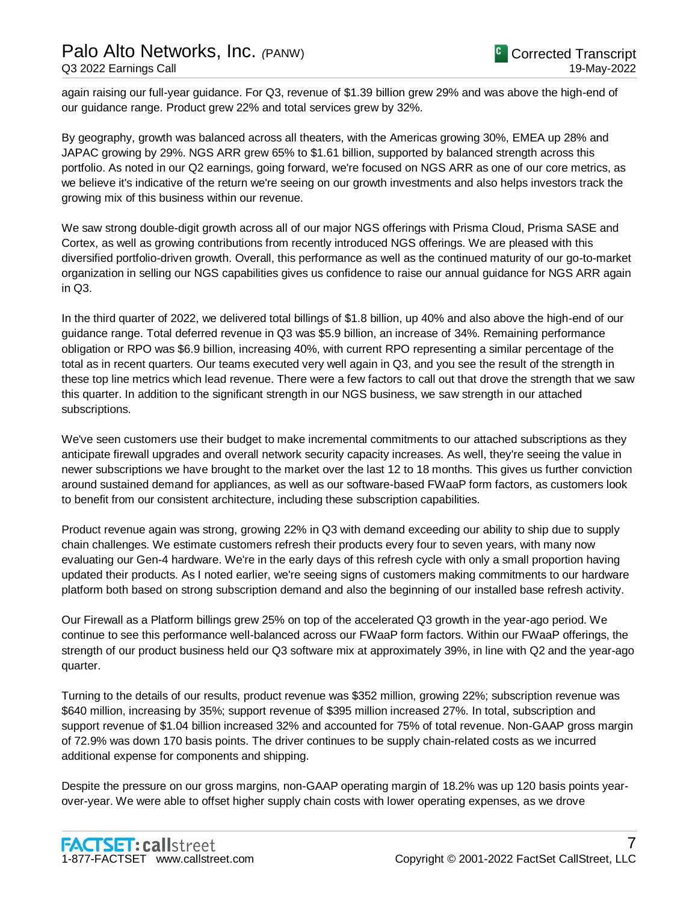again raising our full-year guidance. For Q3, revenue of $1.39 billion grew 29% and was above the high-end of our guidance range. Product grew 22% and total services grew by 32%.

By geography, growth was balanced across all theaters, with the Americas growing 30%, EMEA up 28% and JAPAC growing by 29%. NGS ARR grew 65% to $1.61 billion, supported by balanced strength across this portfolio. As noted in our Q2 earnings, going forward, we're focused on NGS ARR as one of our core metrics, as we believe it's indicative of the return we're seeing on our growth investments and also helps investors track the growing mix of this business within our revenue.

We saw strong double-digit growth across all of our major NGS offerings with Prisma Cloud, Prisma SASE and Cortex, as well as growing contributions from recently introduced NGS offerings. We are pleased with this diversified portfolio-driven growth. Overall, this performance as well as the continued maturity of our go-to-market organization in selling our NGS capabilities gives us confidence to raise our annual guidance for NGS ARR again in Q3.

In the third quarter of 2022, we delivered total billings of $1.8 billion, up 40% and also above the high-end of our guidance range. Total deferred revenue in Q3 was $5.9 billion, an increase of 34%. Remaining performance obligation or RPO was $6.9 billion, increasing 40%, with current RPO representing a similar percentage of the total as in recent quarters. Our teams executed very well again in Q3, and you see the result of the strength in these top line metrics which lead revenue. There were a few factors to call out that drove the strength that we saw this quarter. In addition to the significant strength in our NGS business, we saw strength in our attached subscriptions.

We've seen customers use their budget to make incremental commitments to our attached subscriptions as they anticipate firewall upgrades and overall network security capacity increases. As well, they're seeing the value in newer subscriptions we have brought to the market over the last 12 to 18 months. This gives us further conviction around sustained demand for appliances, as well as our software-based FWaaP form factors, as customers look to benefit from our consistent architecture, including these subscription capabilities.

Product revenue again was strong, growing 22% in Q3 with demand exceeding our ability to ship due to supply chain challenges. We estimate customers refresh their products every four to seven years, with many now evaluating our Gen-4 hardware. We're in the early days of this refresh cycle with only a small proportion having updated their products. As I noted earlier, we're seeing signs of customers making commitments to our hardware platform both based on strong subscription demand and also the beginning of our installed base refresh activity.

Our Firewall as a Platform billings grew 25% on top of the accelerated Q3 growth in the year-ago period. We continue to see this performance well-balanced across our FWaaP form factors. Within our FWaaP offerings, the strength of our product business held our Q3 software mix at approximately 39%, in line with Q2 and the year-ago quarter.

Turning to the details of our results, product revenue was $352 million, growing 22%; subscription revenue was $640 million, increasing by 35%; support revenue of $395 million increased 27%. In total, subscription and support revenue of $1.04 billion increased 32% and accounted for 75% of total revenue. Non-GAAP gross margin of 72.9% was down 170 basis points. The driver continues to be supply chain-related costs as we incurred additional expense for components and shipping.

Despite the pressure on our gross margins, non-GAAP operating margin of 18.2% was up 120 basis points year-over-year. We were able to offset higher supply chain costs with lower operating expenses, as we drove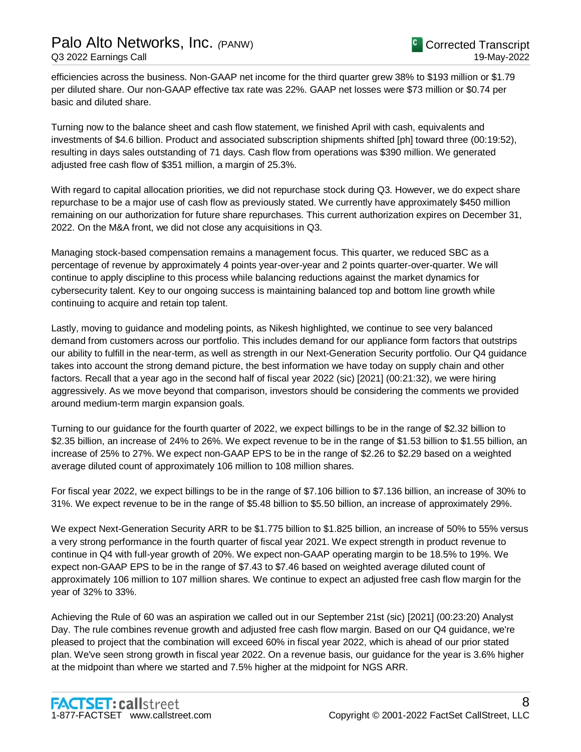efficiencies across the business. Non-GAAP net income for the third quarter grew 38% to $193 million or $1.79 per diluted share. Our non-GAAP effective tax rate was 22%. GAAP net losses were $73 million or $0.74 per basic and diluted share.

Turning now to the balance sheet and cash flow statement, we finished April with cash, equivalents and investments of $4.6 billion. Product and associated subscription shipments shifted [ph] toward three (00:19:52), resulting in days sales outstanding of 71 days. Cash flow from operations was $390 million. We generated adjusted free cash flow of $351 million, a margin of 25.3%.

With regard to capital allocation priorities, we did not repurchase stock during Q3. However, we do expect share repurchase to be a major use of cash flow as previously stated. We currently have approximately $450 million remaining on our authorization for future share repurchases. This current authorization expires on December 31, 2022. On the M&A front, we did not close any acquisitions in Q3.

Managing stock-based compensation remains a management focus. This quarter, we reduced SBC as a percentage of revenue by approximately 4 points year-over-year and 2 points quarter-over-quarter. We will continue to apply discipline to this process while balancing reductions against the market dynamics for cybersecurity talent. Key to our ongoing success is maintaining balanced top and bottom line growth while continuing to acquire and retain top talent.

Lastly, moving to guidance and modeling points, as Nikesh highlighted, we continue to see very balanced demand from customers across our portfolio. This includes demand for our appliance form factors that outstrips our ability to fulfill in the near-term, as well as strength in our Next-Generation Security portfolio. Our Q4 guidance takes into account the strong demand picture, the best information we have today on supply chain and other factors. Recall that a year ago in the second half of fiscal year 2022 (sic) [2021] (00:21:32), we were hiring aggressively. As we move beyond that comparison, investors should be considering the comments we provided around medium-term margin expansion goals.

Turning to our guidance for the fourth quarter of 2022, we expect billings to be in the range of $2.32 billion to $2.35 billion, an increase of 24% to 26%. We expect revenue to be in the range of $1.53 billion to $1.55 billion, an increase of 25% to 27%. We expect non-GAAP EPS to be in the range of $2.26 to $2.29 based on a weighted average diluted count of approximately 106 million to 108 million shares.

For fiscal year 2022, we expect billings to be in the range of $7.106 billion to $7.136 billion, an increase of 30% to 31%. We expect revenue to be in the range of $5.48 billion to $5.50 billion, an increase of approximately 29%.

We expect Next-Generation Security ARR to be $1.775 billion to $1.825 billion, an increase of 50% to 55% versus a very strong performance in the fourth quarter of fiscal year 2021. We expect strength in product revenue to continue in Q4 with full-year growth of 20%. We expect non-GAAP operating margin to be 18.5% to 19%. We expect non-GAAP EPS to be in the range of $7.43 to $7.46 based on weighted average diluted count of approximately 106 million to 107 million shares. We continue to expect an adjusted free cash flow margin for the year of 32% to 33%.

Achieving the Rule of 60 was an aspiration we called out in our September 21st (sic) [2021] (00:23:20) Analyst Day. The rule combines revenue growth and adjusted free cash flow margin. Based on our Q4 guidance, we're pleased to project that the combination will exceed 60% in fiscal year 2022, which is ahead of our prior stated plan. We've seen strong growth in fiscal year 2022. On a revenue basis, our guidance for the year is 3.6% higher at the midpoint than where we started and 7.5% higher at the midpoint for NGS ARR.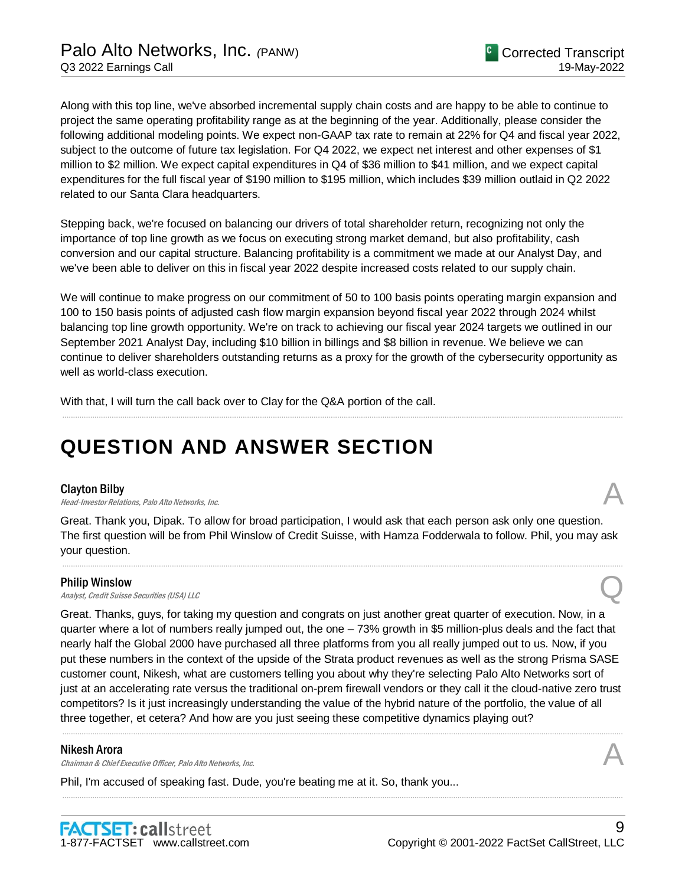Along with this top line, we've absorbed incremental supply chain costs and are happy to be able to continue to project the same operating profitability range as at the beginning of the year. Additionally, please consider the following additional modeling points. We expect non-GAAP tax rate to remain at 22% for Q4 and fiscal year 2022, subject to the outcome of future tax legislation. For Q4 2022, we expect net interest and other expenses of $1 million to $2 million. We expect capital expenditures in Q4 of $36 million to $41 million, and we expect capital expenditures for the full fiscal year of $190 million to $195 million, which includes $39 million outlaid in Q2 2022 related to our Santa Clara headquarters.

Stepping back, we're focused on balancing our drivers of total shareholder return, recognizing not only the importance of top line growth as we focus on executing strong market demand, but also profitability, cash conversion and our capital structure. Balancing profitability is a commitment we made at our Analyst Day, and we've been able to deliver on this in fiscal year 2022 despite increased costs related to our supply chain.

We will continue to make progress on our commitment of 50 to 100 basis points operating margin expansion and 100 to 150 basis points of adjusted cash flow margin expansion beyond fiscal year 2022 through 2024 whilst balancing top line growth opportunity. We're on track to achieving our fiscal year 2024 targets we outlined in our September 2021 Analyst Day, including $10 billion in billings and $8 billion in revenue. We believe we can continue to deliver shareholders outstanding returns as a proxy for the growth of the cybersecurity opportunity as well as world-class execution.

With that, I will turn the call back over to Clay for the Q&A portion of the call.

---

# QUESTION AND ANSWER SECTION

**Clayton Bilby**
*Head-Investor Relations, Palo Alto Networks, Inc.* **A**

Great. Thank you, Dipak. To allow for broad participation, I would ask that each person ask only one question. The first question will be from Phil Winslow of Credit Suisse, with Hamza Fodderwala to follow. Phil, you may ask your question.

---

**Philip Winslow**
*Analyst, Credit Suisse Securities (USA) LLC* **Q**

Great. Thanks, guys, for taking my question and congrats on just another great quarter of execution. Now, in a quarter where a lot of numbers really jumped out, the one – 73% growth in $5 million-plus deals and the fact that nearly half the Global 2000 have purchased all three platforms from you all really jumped out to us. Now, if you put these numbers in the context of the upside of the Strata product revenues as well as the strong Prisma SASE customer count, Nikesh, what are customers telling you about why they're selecting Palo Alto Networks sort of just at an accelerating rate versus the traditional on-prem firewall vendors or they call it the cloud-native zero trust competitors? Is it just increasingly understanding the value of the hybrid nature of the portfolio, the value of all three together, et cetera? And how are you just seeing these competitive dynamics playing out?

---

**Nikesh Arora**
*Chairman & Chief Executive Officer, Palo Alto Networks, Inc.* **A**

Phil, I'm accused of speaking fast. Dude, you're beating me at it. So, thank you...

---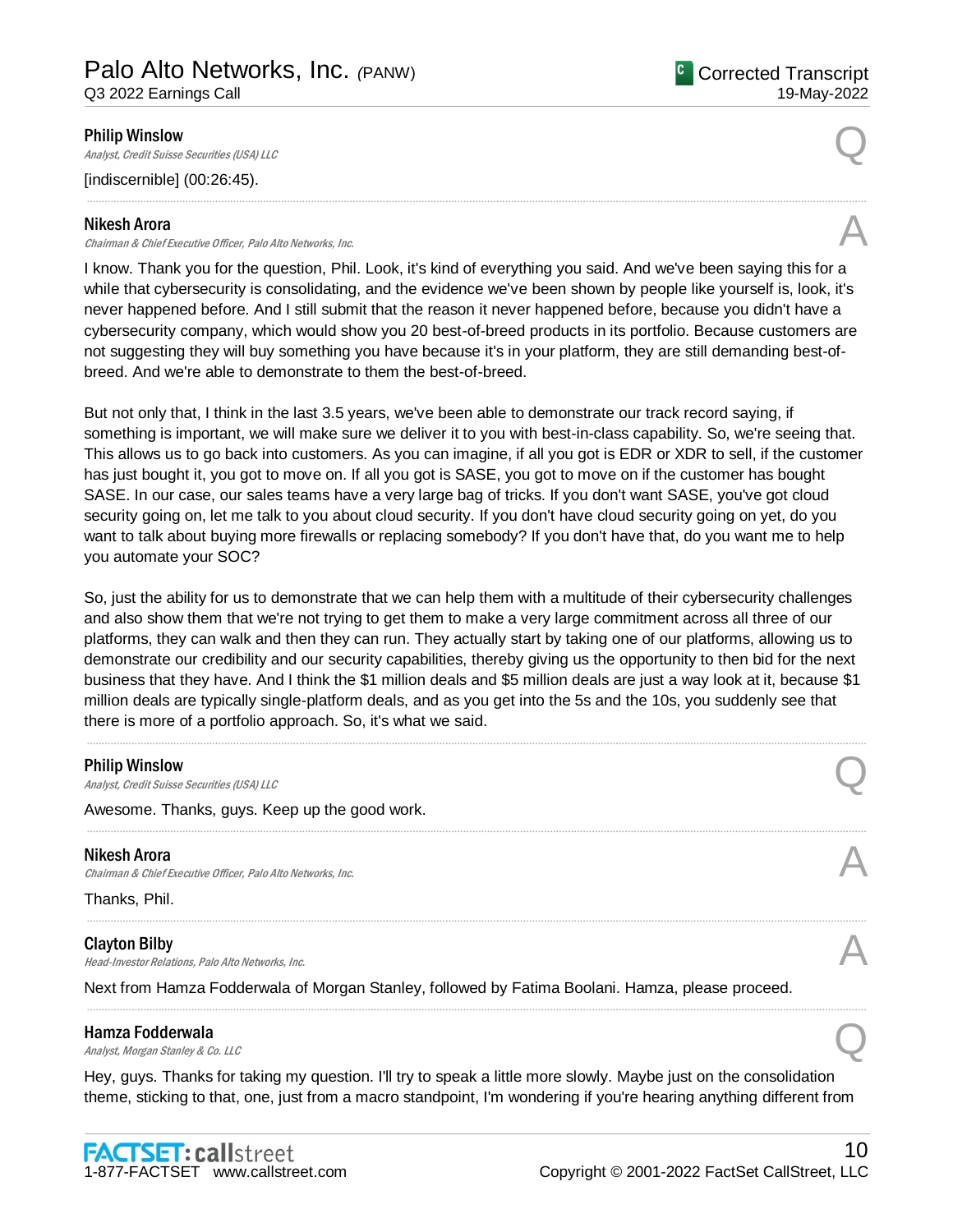**Philip Winslow**
*Analyst, Credit Suisse Securities (USA) LLC*

Q

[indiscernible] (00:26:45).

---

**Nikesh Arora**
*Chairman & Chief Executive Officer, Palo Alto Networks, Inc.*

A

I know. Thank you for the question, Phil. Look, it's kind of everything you said. And we've been saying this for a while that cybersecurity is consolidating, and the evidence we've been shown by people like yourself is, look, it's never happened before. And I still submit that the reason it never happened before, because you didn't have a cybersecurity company, which would show you 20 best-of-breed products in its portfolio. Because customers are not suggesting they will buy something you have because it's in your platform, they are still demanding best-of-breed. And we're able to demonstrate to them the best-of-breed.

But not only that, I think in the last 3.5 years, we've been able to demonstrate our track record saying, if something is important, we will make sure we deliver it to you with best-in-class capability. So, we're seeing that. This allows us to go back into customers. As you can imagine, if all you got is EDR or XDR to sell, if the customer has just bought it, you got to move on. If all you got is SASE, you got to move on if the customer has bought SASE. In our case, our sales teams have a very large bag of tricks. If you don't want SASE, you've got cloud security going on, let me talk to you about cloud security. If you don't have cloud security going on yet, do you want to talk about buying more firewalls or replacing somebody? If you don't have that, do you want me to help you automate your SOC?

So, just the ability for us to demonstrate that we can help them with a multitude of their cybersecurity challenges and also show them that we're not trying to get them to make a very large commitment across all three of our platforms, they can walk and then they can run. They actually start by taking one of our platforms, allowing us to demonstrate our credibility and our security capabilities, thereby giving us the opportunity to then bid for the next business that they have. And I think the $1 million deals and $5 million deals are just a way look at it, because $1 million deals are typically single-platform deals, and as you get into the 5s and the 10s, you suddenly see that there is more of a portfolio approach. So, it's what we said.

---

**Philip Winslow**
*Analyst, Credit Suisse Securities (USA) LLC*

Q

Awesome. Thanks, guys. Keep up the good work.

---

**Nikesh Arora**
*Chairman & Chief Executive Officer, Palo Alto Networks, Inc.*

A

Thanks, Phil.

---

**Clayton Bilby**
*Head-Investor Relations, Palo Alto Networks, Inc.*

A

Next from Hamza Fodderwala of Morgan Stanley, followed by Fatima Boolani. Hamza, please proceed.

---

**Hamza Fodderwala**
*Analyst, Morgan Stanley & Co. LLC*

Q

Hey, guys. Thanks for taking my question. I'll try to speak a little more slowly. Maybe just on the consolidation theme, sticking to that, one, just from a macro standpoint, I'm wondering if you're hearing anything different from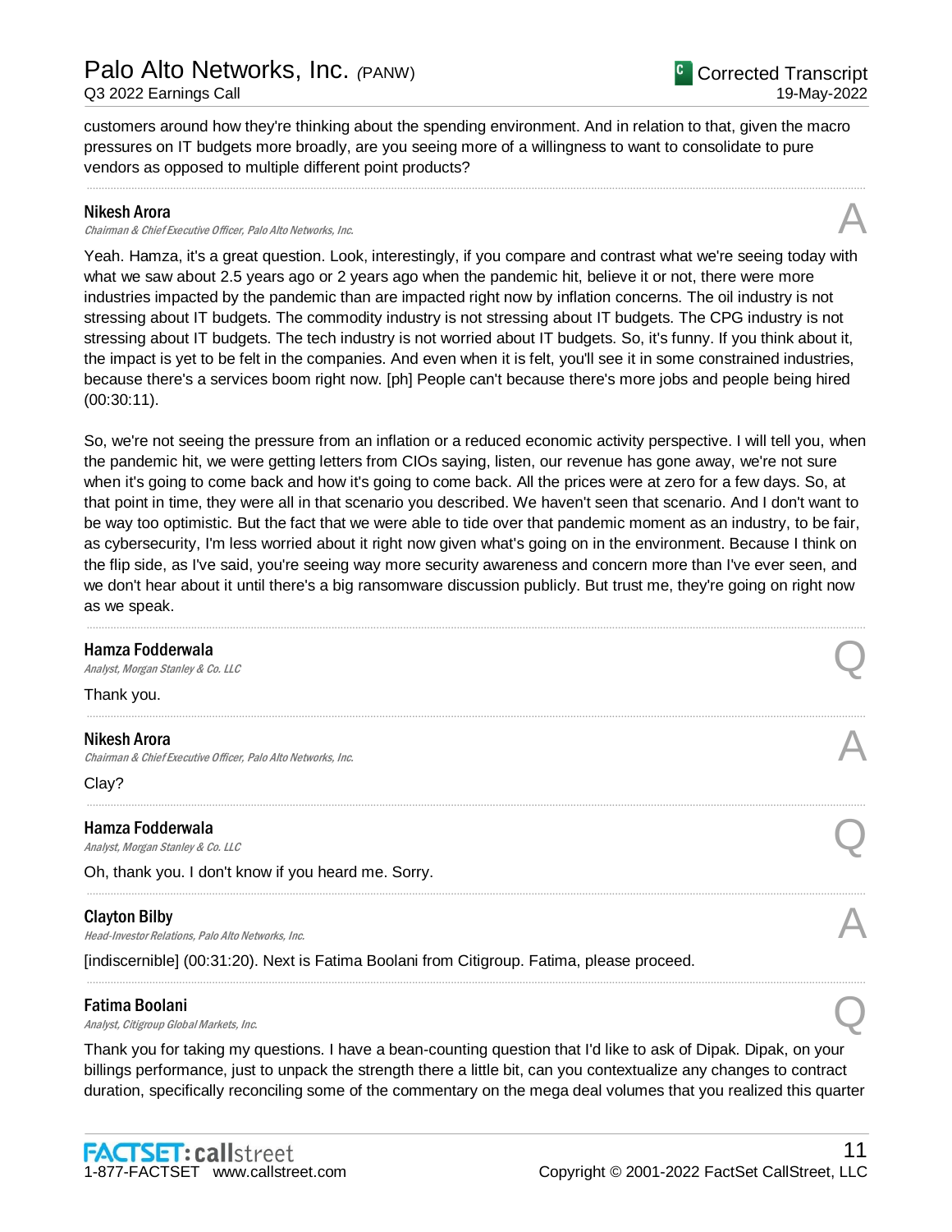customers around how they're thinking about the spending environment. And in relation to that, given the macro pressures on IT budgets more broadly, are you seeing more of a willingness to want to consolidate to pure vendors as opposed to multiple different point products?

---

**Nikesh Arora**
*Chairman & Chief Executive Officer, Palo Alto Networks, Inc.* **A**

Yeah. Hamza, it's a great question. Look, interestingly, if you compare and contrast what we're seeing today with what we saw about 2.5 years ago or 2 years ago when the pandemic hit, believe it or not, there were more industries impacted by the pandemic than are impacted right now by inflation concerns. The oil industry is not stressing about IT budgets. The commodity industry is not stressing about IT budgets. The CPG industry is not stressing about IT budgets. The tech industry is not worried about IT budgets. So, it's funny. If you think about it, the impact is yet to be felt in the companies. And even when it is felt, you'll see it in some constrained industries, because there's a services boom right now. [ph] People can't because there's more jobs and people being hired (00:30:11).

So, we're not seeing the pressure from an inflation or a reduced economic activity perspective. I will tell you, when the pandemic hit, we were getting letters from CIOs saying, listen, our revenue has gone away, we're not sure when it's going to come back and how it's going to come back. All the prices were at zero for a few days. So, at that point in time, they were all in that scenario you described. We haven't seen that scenario. And I don't want to be way too optimistic. But the fact that we were able to tide over that pandemic moment as an industry, to be fair, as cybersecurity, I'm less worried about it right now given what's going on in the environment. Because I think on the flip side, as I've said, you're seeing way more security awareness and concern more than I've ever seen, and we don't hear about it until there's a big ransomware discussion publicly. But trust me, they're going on right now as we speak.

---

**Hamza Fodderwala**
*Analyst, Morgan Stanley & Co. LLC* **Q**

Thank you.

---

**Nikesh Arora**
*Chairman & Chief Executive Officer, Palo Alto Networks, Inc.* **A**

Clay?

---

**Hamza Fodderwala**
*Analyst, Morgan Stanley & Co. LLC* **Q**

Oh, thank you. I don't know if you heard me. Sorry.

---

**Clayton Bilby**
*Head-Investor Relations, Palo Alto Networks, Inc.* **A**

[indiscernible] (00:31:20). Next is Fatima Boolani from Citigroup. Fatima, please proceed.

---

**Fatima Boolani**
*Analyst, Citigroup Global Markets, Inc.* **Q**

Thank you for taking my questions. I have a bean-counting question that I'd like to ask of Dipak. Dipak, on your billings performance, just to unpack the strength there a little bit, can you contextualize any changes to contract duration, specifically reconciling some of the commentary on the mega deal volumes that you realized this quarter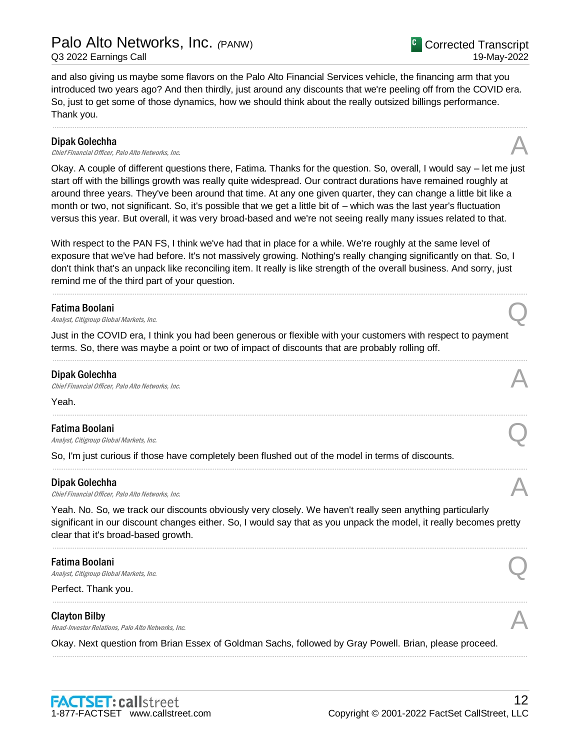and also giving us maybe some flavors on the Palo Alto Financial Services vehicle, the financing arm that you introduced two years ago? And then thirdly, just around any discounts that we're peeling off from the COVID era. So, just to get some of those dynamics, how we should think about the really outsized billings performance. Thank you.

---

**Dipak Golechha**
*Chief Financial Officer, Palo Alto Networks, Inc.* **A**

Okay. A couple of different questions there, Fatima. Thanks for the question. So, overall, I would say – let me just start off with the billings growth was really quite widespread. Our contract durations have remained roughly at around three years. They've been around that time. At any one given quarter, they can change a little bit like a month or two, not significant. So, it's possible that we get a little bit of – which was the last year's fluctuation versus this year. But overall, it was very broad-based and we're not seeing really many issues related to that.

With respect to the PAN FS, I think we've had that in place for a while. We're roughly at the same level of exposure that we've had before. It's not massively growing. Nothing's really changing significantly on that. So, I don't think that's an unpack like reconciling item. It really is like strength of the overall business. And sorry, just remind me of the third part of your question.

---

**Fatima Boolani**
*Analyst, Citigroup Global Markets, Inc.* **Q**

Just in the COVID era, I think you had been generous or flexible with your customers with respect to payment terms. So, there was maybe a point or two of impact of discounts that are probably rolling off.

---

**Dipak Golechha**
*Chief Financial Officer, Palo Alto Networks, Inc.* **A**

Yeah.

---

**Fatima Boolani**
*Analyst, Citigroup Global Markets, Inc.* **Q**

So, I'm just curious if those have completely been flushed out of the model in terms of discounts.

---

**Dipak Golechha**
*Chief Financial Officer, Palo Alto Networks, Inc.* **A**

Yeah. No. So, we track our discounts obviously very closely. We haven't really seen anything particularly significant in our discount changes either. So, I would say that as you unpack the model, it really becomes pretty clear that it's broad-based growth.

---

**Fatima Boolani**
*Analyst, Citigroup Global Markets, Inc.* **Q**

Perfect. Thank you.

---

**Clayton Bilby**
*Head-Investor Relations, Palo Alto Networks, Inc.* **A**

Okay. Next question from Brian Essex of Goldman Sachs, followed by Gray Powell. Brian, please proceed.

---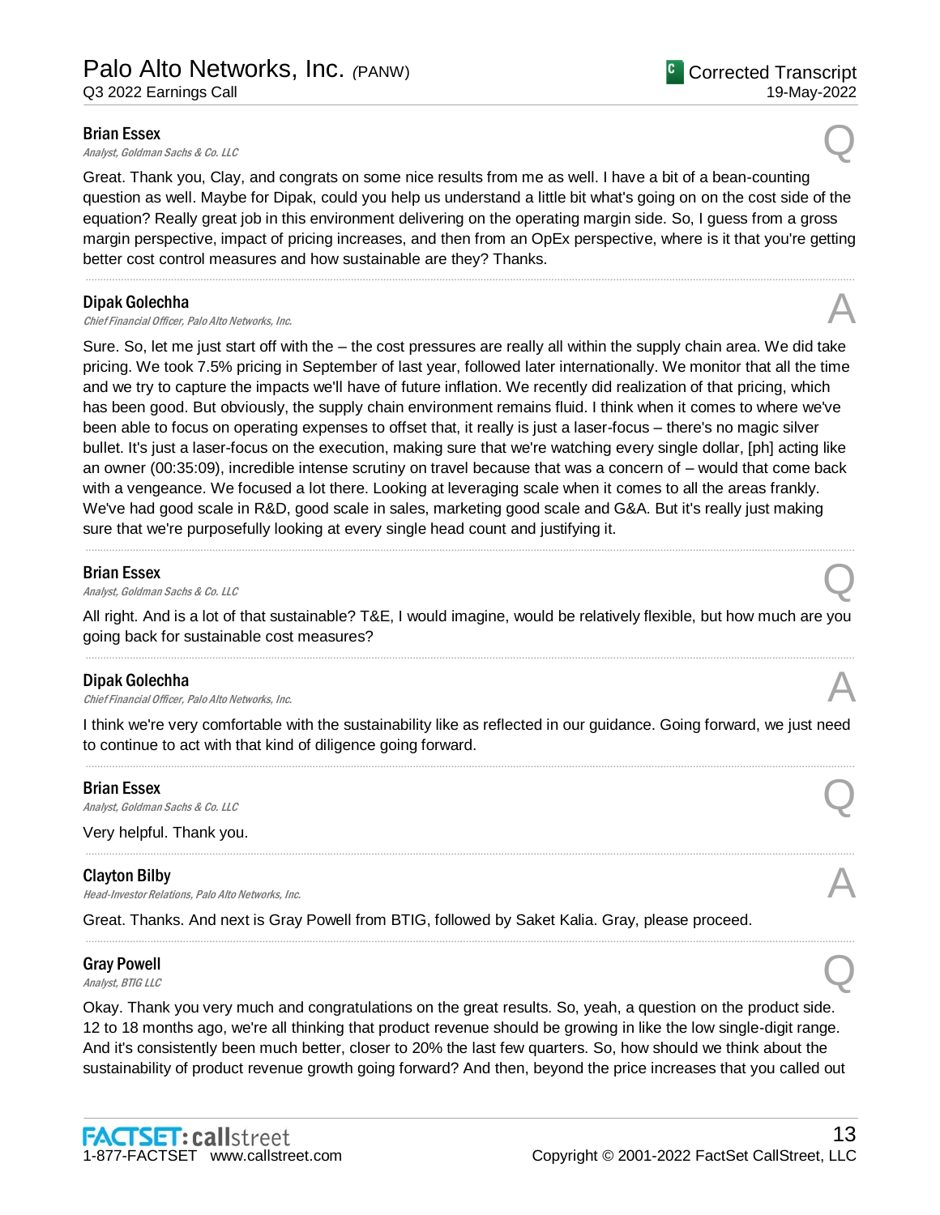**Brian Essex**
*Analyst, Goldman Sachs & Co. LLC*

Q

Great. Thank you, Clay, and congrats on some nice results from me as well. I have a bit of a bean-counting question as well. Maybe for Dipak, could you help us understand a little bit what's going on on the cost side of the equation? Really great job in this environment delivering on the operating margin side. So, I guess from a gross margin perspective, impact of pricing increases, and then from an OpEx perspective, where is it that you're getting better cost control measures and how sustainable are they? Thanks.

---

**Dipak Golechha**
*Chief Financial Officer, Palo Alto Networks, Inc.*

A

Sure. So, let me just start off with the – the cost pressures are really all within the supply chain area. We did take pricing. We took 7.5% pricing in September of last year, followed later internationally. We monitor that all the time and we try to capture the impacts we'll have of future inflation. We recently did realization of that pricing, which has been good. But obviously, the supply chain environment remains fluid. I think when it comes to where we've been able to focus on operating expenses to offset that, it really is just a laser-focus – there's no magic silver bullet. It's just a laser-focus on the execution, making sure that we're watching every single dollar, [ph] acting like an owner (00:35:09), incredible intense scrutiny on travel because that was a concern of – would that come back with a vengeance. We focused a lot there. Looking at leveraging scale when it comes to all the areas frankly. We've had good scale in R&D, good scale in sales, marketing good scale and G&A. But it's really just making sure that we're purposefully looking at every single head count and justifying it.

---

**Brian Essex**
*Analyst, Goldman Sachs & Co. LLC*

Q

All right. And is a lot of that sustainable? T&E, I would imagine, would be relatively flexible, but how much are you going back for sustainable cost measures?

---

**Dipak Golechha**
*Chief Financial Officer, Palo Alto Networks, Inc.*

A

I think we're very comfortable with the sustainability like as reflected in our guidance. Going forward, we just need to continue to act with that kind of diligence going forward.

---

**Brian Essex**
*Analyst, Goldman Sachs & Co. LLC*

Q

Very helpful. Thank you.

---

**Clayton Bilby**
*Head-Investor Relations, Palo Alto Networks, Inc.*

A

Great. Thanks. And next is Gray Powell from BTIG, followed by Saket Kalia. Gray, please proceed.

---

**Gray Powell**
*Analyst, BTIG LLC*

Q

Okay. Thank you very much and congratulations on the great results. So, yeah, a question on the product side. 12 to 18 months ago, we're all thinking that product revenue should be growing in like the low single-digit range. And it's consistently been much better, closer to 20% the last few quarters. So, how should we think about the sustainability of product revenue growth going forward? And then, beyond the price increases that you called out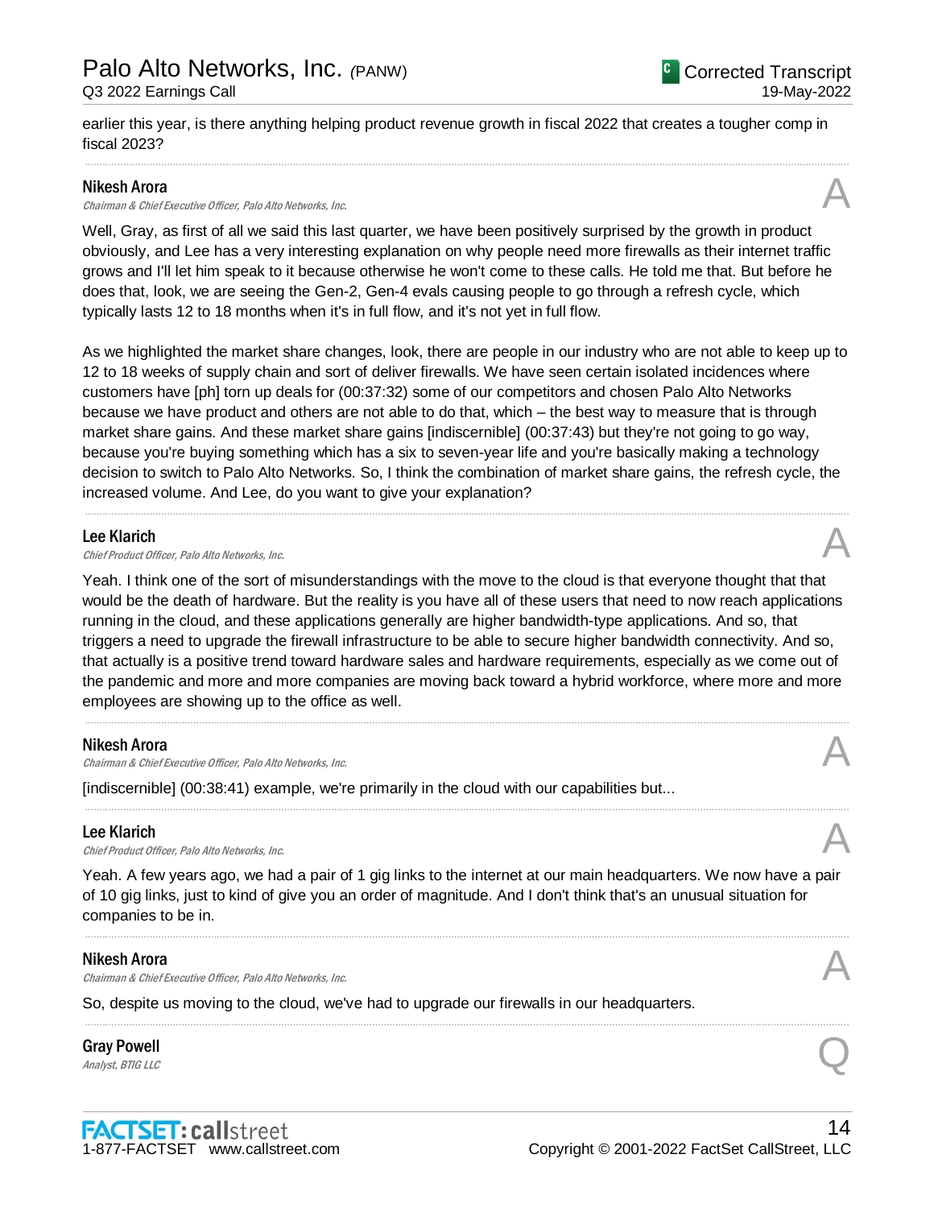earlier this year, is there anything helping product revenue growth in fiscal 2022 that creates a tougher comp in fiscal 2023?

---

**Nikesh Arora**
*Chairman & Chief Executive Officer, Palo Alto Networks, Inc.*

A

Well, Gray, as first of all we said this last quarter, we have been positively surprised by the growth in product obviously, and Lee has a very interesting explanation on why people need more firewalls as their internet traffic grows and I'll let him speak to it because otherwise he won't come to these calls. He told me that. But before he does that, look, we are seeing the Gen-2, Gen-4 evals causing people to go through a refresh cycle, which typically lasts 12 to 18 months when it's in full flow, and it's not yet in full flow.

As we highlighted the market share changes, look, there are people in our industry who are not able to keep up to 12 to 18 weeks of supply chain and sort of deliver firewalls. We have seen certain isolated incidences where customers have [ph] torn up deals for (00:37:32) some of our competitors and chosen Palo Alto Networks because we have product and others are not able to do that, which – the best way to measure that is through market share gains. And these market share gains [indiscernible] (00:37:43) but they're not going to go away, because you're buying something which has a six to seven-year life and you're basically making a technology decision to switch to Palo Alto Networks. So, I think the combination of market share gains, the refresh cycle, the increased volume. And Lee, do you want to give your explanation?

---

**Lee Klarich**
*Chief Product Officer, Palo Alto Networks, Inc.*

A

Yeah. I think one of the sort of misunderstandings with the move to the cloud is that everyone thought that that would be the death of hardware. But the reality is you have all of these users that need to now reach applications running in the cloud, and these applications generally are higher bandwidth-type applications. And so, that triggers a need to upgrade the firewall infrastructure to be able to secure higher bandwidth connectivity. And so, that actually is a positive trend toward hardware sales and hardware requirements, especially as we come out of the pandemic and more and more companies are moving back toward a hybrid workforce, where more and more employees are showing up to the office as well.

---

**Nikesh Arora**
*Chairman & Chief Executive Officer, Palo Alto Networks, Inc.*

A

[indiscernible] (00:38:41) example, we're primarily in the cloud with our capabilities but...

---

**Lee Klarich**
*Chief Product Officer, Palo Alto Networks, Inc.*

A

Yeah. A few years ago, we had a pair of 1 gig links to the internet at our main headquarters. We now have a pair of 10 gig links, just to kind of give you an order of magnitude. And I don't think that's an unusual situation for companies to be in.

---

**Nikesh Arora**
*Chairman & Chief Executive Officer, Palo Alto Networks, Inc.*

A

So, despite us moving to the cloud, we've had to upgrade our firewalls in our headquarters.

---

**Gray Powell**
*Analyst, BTIG LLC*

Q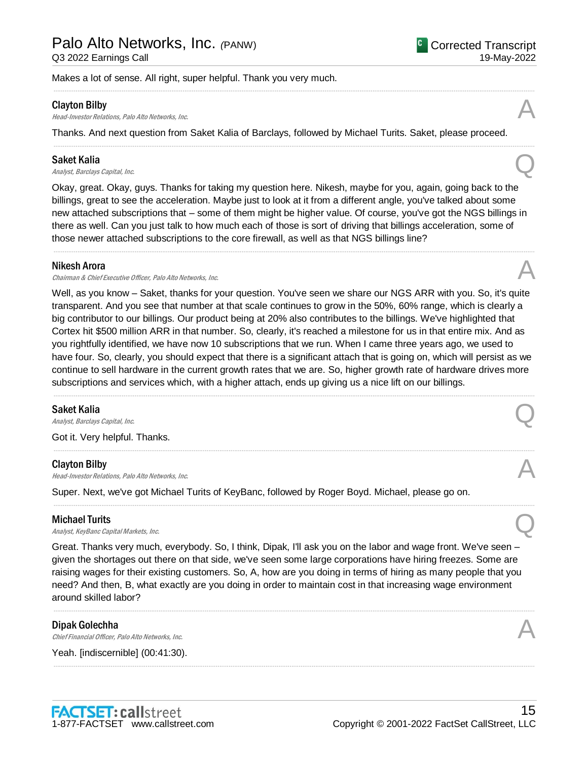Makes a lot of sense. All right, super helpful. Thank you very much.

---

**Clayton Bilby**
*Head-Investor Relations, Palo Alto Networks, Inc.*

A

Thanks. And next question from Saket Kalia of Barclays, followed by Michael Turits. Saket, please proceed.

---

**Saket Kalia**
*Analyst, Barclays Capital, Inc.*

Q

Okay, great. Okay, guys. Thanks for taking my question here. Nikesh, maybe for you, again, going back to the billings, great to see the acceleration. Maybe just to look at it from a different angle, you've talked about some new attached subscriptions that – some of them might be higher value. Of course, you've got the NGS billings in there as well. Can you just talk to how much each of those is sort of driving that billings acceleration, some of those newer attached subscriptions to the core firewall, as well as that NGS billings line?

---

**Nikesh Arora**
*Chairman & Chief Executive Officer, Palo Alto Networks, Inc.*

A

Well, as you know – Saket, thanks for your question. You've seen we share our NGS ARR with you. So, it's quite transparent. And you see that number at that scale continues to grow in the 50%, 60% range, which is clearly a big contributor to our billings. Our product being at 20% also contributes to the billings. We've highlighted that Cortex hit $500 million ARR in that number. So, clearly, it's reached a milestone for us in that entire mix. And as you rightfully identified, we have now 10 subscriptions that we run. When I came three years ago, we used to have four. So, clearly, you should expect that there is a significant attach that is going on, which will persist as we continue to sell hardware in the current growth rates that we are. So, higher growth rate of hardware drives more subscriptions and services which, with a higher attach, ends up giving us a nice lift on our billings.

---

**Saket Kalia**
*Analyst, Barclays Capital, Inc.*

Q

Got it. Very helpful. Thanks.

---

**Clayton Bilby**
*Head-Investor Relations, Palo Alto Networks, Inc.*

A

Super. Next, we've got Michael Turits of KeyBanc, followed by Roger Boyd. Michael, please go on.

---

**Michael Turits**
*Analyst, KeyBanc Capital Markets, Inc.*

Q

Great. Thanks very much, everybody. So, I think, Dipak, I'll ask you on the labor and wage front. We've seen – given the shortages out there on that side, we've seen some large corporations have hiring freezes. Some are raising wages for their existing customers. So, A, how are you doing in terms of hiring as many people that you need? And then, B, what exactly are you doing in order to maintain cost in that increasing wage environment around skilled labor?

---

**Dipak Golechha**
*Chief Financial Officer, Palo Alto Networks, Inc.*

A

Yeah. [indiscernible] (00:41:30).

---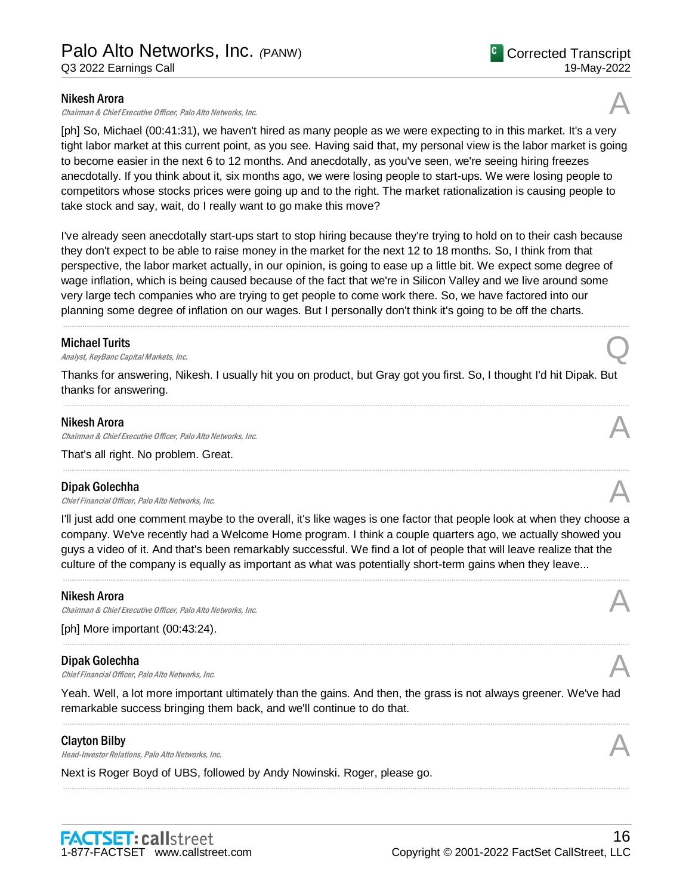**Nikesh Arora**
*Chairman & Chief Executive Officer, Palo Alto Networks, Inc.*

A

[ph] So, Michael (00:41:31), we haven't hired as many people as we were expecting to in this market. It's a very tight labor market at this current point, as you see. Having said that, my personal view is the labor market is going to become easier in the next 6 to 12 months. And anecdotally, as you've seen, we're seeing hiring freezes anecdotally. If you think about it, six months ago, we were losing people to start-ups. We were losing people to competitors whose stocks prices were going up and to the right. The market rationalization is causing people to take stock and say, wait, do I really want to go make this move?

I've already seen anecdotally start-ups start to stop hiring because they're trying to hold on to their cash because they don't expect to be able to raise money in the market for the next 12 to 18 months. So, I think from that perspective, the labor market actually, in our opinion, is going to ease up a little bit. We expect some degree of wage inflation, which is being caused because of the fact that we're in Silicon Valley and we live around some very large tech companies who are trying to get people to come work there. So, we have factored into our planning some degree of inflation on our wages. But I personally don't think it's going to be off the charts.

---

**Michael Turits**
*Analyst, KeyBanc Capital Markets, Inc.*

Q

Thanks for answering, Nikesh. I usually hit you on product, but Gray got you first. So, I thought I'd hit Dipak. But thanks for answering.

---

**Nikesh Arora**
*Chairman & Chief Executive Officer, Palo Alto Networks, Inc.*

A

That's all right. No problem. Great.

---

**Dipak Golechha**
*Chief Financial Officer, Palo Alto Networks, Inc.*

A

I'll just add one comment maybe to the overall, it's like wages is one factor that people look at when they choose a company. We've recently had a Welcome Home program. I think a couple quarters ago, we actually showed you guys a video of it. And that's been remarkably successful. We find a lot of people that will leave realize that the culture of the company is equally as important as what was potentially short-term gains when they leave...

---

**Nikesh Arora**
*Chairman & Chief Executive Officer, Palo Alto Networks, Inc.*

A

[ph] More important (00:43:24).

---

**Dipak Golechha**
*Chief Financial Officer, Palo Alto Networks, Inc.*

A

Yeah. Well, a lot more important ultimately than the gains. And then, the grass is not always greener. We've had remarkable success bringing them back, and we'll continue to do that.

---

**Clayton Bilby**
*Head-Investor Relations, Palo Alto Networks, Inc.*

A

Next is Roger Boyd of UBS, followed by Andy Nowinski. Roger, please go.

---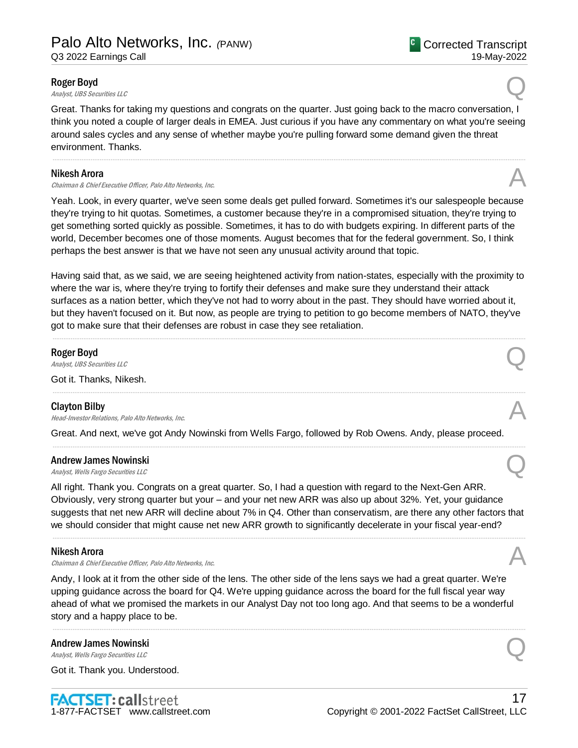**Roger Boyd**
*Analyst, UBS Securities LLC*

Q

Great. Thanks for taking my questions and congrats on the quarter. Just going back to the macro conversation, I think you noted a couple of larger deals in EMEA. Just curious if you have any commentary on what you're seeing around sales cycles and any sense of whether maybe you're pulling forward some demand given the threat environment. Thanks.

---

**Nikesh Arora**
*Chairman & Chief Executive Officer, Palo Alto Networks, Inc.*

A

Yeah. Look, in every quarter, we've seen some deals get pulled forward. Sometimes it's our salespeople because they're trying to hit quotas. Sometimes, a customer because they're in a compromised situation, they're trying to get something sorted quickly as possible. Sometimes, it has to do with budgets expiring. In different parts of the world, December becomes one of those moments. August becomes that for the federal government. So, I think perhaps the best answer is that we have not seen any unusual activity around that topic.

Having said that, as we said, we are seeing heightened activity from nation-states, especially with the proximity to where the war is, where they're trying to fortify their defenses and make sure they understand their attack surfaces as a nation better, which they've not had to worry about in the past. They should have worried about it, but they haven't focused on it. But now, as people are trying to petition to go become members of NATO, they've got to make sure that their defenses are robust in case they see retaliation.

---

**Roger Boyd**
*Analyst, UBS Securities LLC*

Q

Got it. Thanks, Nikesh.

---

**Clayton Bilby**
*Head-Investor Relations, Palo Alto Networks, Inc.*

A

Great. And next, we've got Andy Nowinski from Wells Fargo, followed by Rob Owens. Andy, please proceed.

---

**Andrew James Nowinski**
*Analyst, Wells Fargo Securities LLC*

Q

All right. Thank you. Congrats on a great quarter. So, I had a question with regard to the Next-Gen ARR. Obviously, very strong quarter but your – and your net new ARR was also up about 32%. Yet, your guidance suggests that net new ARR will decline about 7% in Q4. Other than conservatism, are there any other factors that we should consider that might cause net new ARR growth to significantly decelerate in your fiscal year-end?

---

**Nikesh Arora**
*Chairman & Chief Executive Officer, Palo Alto Networks, Inc.*

A

Andy, I look at it from the other side of the lens. The other side of the lens says we had a great quarter. We're upping guidance across the board for Q4. We're upping guidance across the board for the full fiscal year way ahead of what we promised the markets in our Analyst Day not too long ago. And that seems to be a wonderful story and a happy place to be.

---

**Andrew James Nowinski**
*Analyst, Wells Fargo Securities LLC*

Q

Got it. Thank you. Understood.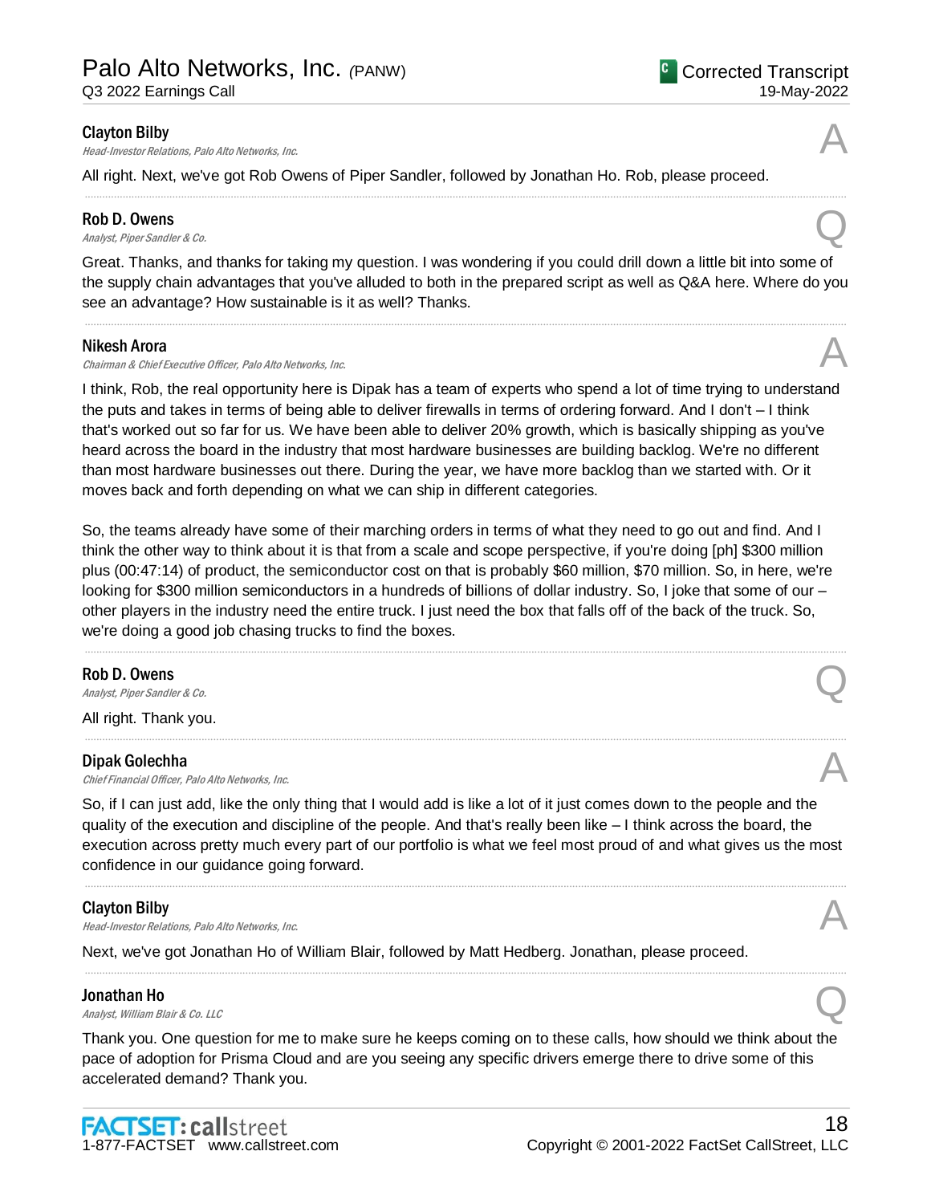**Clayton Bilby**
*Head-Investor Relations, Palo Alto Networks, Inc.*

A

All right. Next, we've got Rob Owens of Piper Sandler, followed by Jonathan Ho. Rob, please proceed.

---

**Rob D. Owens**
*Analyst, Piper Sandler & Co.*

Q

Great. Thanks, and thanks for taking my question. I was wondering if you could drill down a little bit into some of the supply chain advantages that you've alluded to both in the prepared script as well as Q&A here. Where do you see an advantage? How sustainable is it as well? Thanks.

---

**Nikesh Arora**
*Chairman & Chief Executive Officer, Palo Alto Networks, Inc.*

A

I think, Rob, the real opportunity here is Dipak has a team of experts who spend a lot of time trying to understand the puts and takes in terms of being able to deliver firewalls in terms of ordering forward. And I don't – I think that's worked out so far for us. We have been able to deliver 20% growth, which is basically shipping as you've heard across the board in the industry that most hardware businesses are building backlog. We're no different than most hardware businesses out there. During the year, we have more backlog than we started with. Or it moves back and forth depending on what we can ship in different categories.

So, the teams already have some of their marching orders in terms of what they need to go out and find. And I think the other way to think about it is that from a scale and scope perspective, if you're doing [ph] $300 million plus (00:47:14) of product, the semiconductor cost on that is probably $60 million, $70 million. So, in here, we're looking for $300 million semiconductors in a hundreds of billions of dollar industry. So, I joke that some of our – other players in the industry need the entire truck. I just need the box that falls off of the back of the truck. So, we're doing a good job chasing trucks to find the boxes.

---

**Rob D. Owens**
*Analyst, Piper Sandler & Co.*

Q

All right. Thank you.

---

**Dipak Golechha**
*Chief Financial Officer, Palo Alto Networks, Inc.*

A

So, if I can just add, like the only thing that I would add is like a lot of it just comes down to the people and the quality of the execution and discipline of the people. And that's really been like – I think across the board, the execution across pretty much every part of our portfolio is what we feel most proud of and what gives us the most confidence in our guidance going forward.

---

**Clayton Bilby**
*Head-Investor Relations, Palo Alto Networks, Inc.*

A

Next, we've got Jonathan Ho of William Blair, followed by Matt Hedberg. Jonathan, please proceed.

---

**Jonathan Ho**
*Analyst, William Blair & Co. LLC*

Q

Thank you. One question for me to make sure he keeps coming on to these calls, how should we think about the pace of adoption for Prisma Cloud and are you seeing any specific drivers emerge there to drive some of this accelerated demand? Thank you.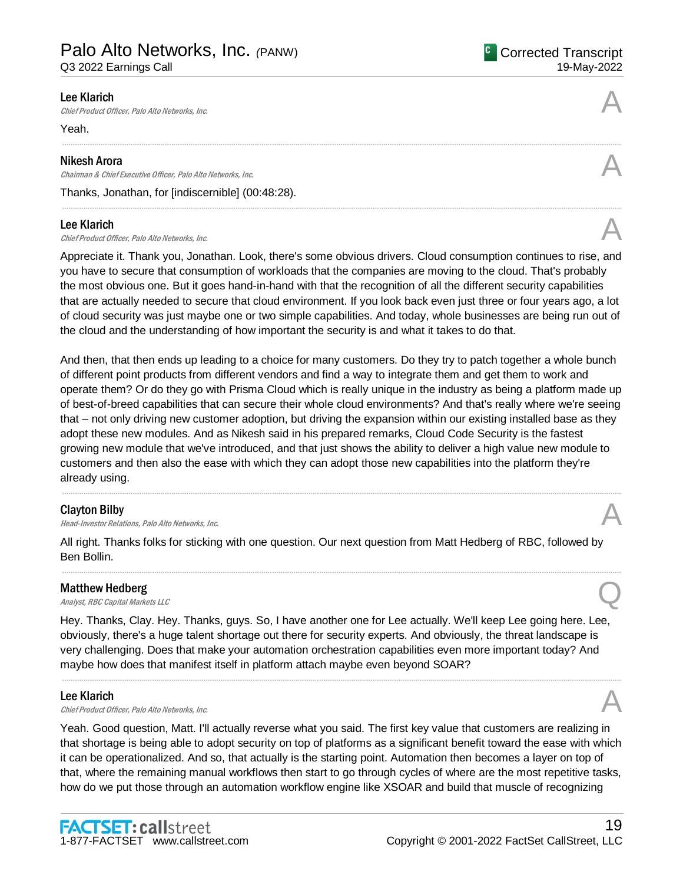**Lee Klarich**
*Chief Product Officer, Palo Alto Networks, Inc.*

A

Yeah.

---

**Nikesh Arora**
*Chairman & Chief Executive Officer, Palo Alto Networks, Inc.*

A

Thanks, Jonathan, for [indiscernible] (00:48:28).

---

**Lee Klarich**
*Chief Product Officer, Palo Alto Networks, Inc.*

A

Appreciate it. Thank you, Jonathan. Look, there's some obvious drivers. Cloud consumption continues to rise, and you have to secure that consumption of workloads that the companies are moving to the cloud. That's probably the most obvious one. But it goes hand-in-hand with that the recognition of all the different security capabilities that are actually needed to secure that cloud environment. If you look back even just three or four years ago, a lot of cloud security was just maybe one or two simple capabilities. And today, whole businesses are being run out of the cloud and the understanding of how important the security is and what it takes to do that.

And then, that then ends up leading to a choice for many customers. Do they try to patch together a whole bunch of different point products from different vendors and find a way to integrate them and get them to work and operate them? Or do they go with Prisma Cloud which is really unique in the industry as being a platform made up of best-of-breed capabilities that can secure their whole cloud environments? And that's really where we're seeing that – not only driving new customer adoption, but driving the expansion within our existing installed base as they adopt these new modules. And as Nikesh said in his prepared remarks, Cloud Code Security is the fastest growing new module that we've introduced, and that just shows the ability to deliver a high value new module to customers and then also the ease with which they can adopt those new capabilities into the platform they're already using.

---

**Clayton Bilby**
*Head-Investor Relations, Palo Alto Networks, Inc.*

A

All right. Thanks folks for sticking with one question. Our next question from Matt Hedberg of RBC, followed by Ben Bollin.

---

**Matthew Hedberg**
*Analyst, RBC Capital Markets LLC*

Q

Hey. Thanks, Clay. Hey. Thanks, guys. So, I have another one for Lee actually. We'll keep Lee going here. Lee, obviously, there's a huge talent shortage out there for security experts. And obviously, the threat landscape is very challenging. Does that make your automation orchestration capabilities even more important today? And maybe how does that manifest itself in platform attach maybe even beyond SOAR?

---

**Lee Klarich**
*Chief Product Officer, Palo Alto Networks, Inc.*

A

Yeah. Good question, Matt. I'll actually reverse what you said. The first key value that customers are realizing in that shortage is being able to adopt security on top of platforms as a significant benefit toward the ease with which it can be operationalized. And so, that actually is the starting point. Automation then becomes a layer on top of that, where the remaining manual workflows then start to go through cycles of where are the most repetitive tasks, how do we put those through an automation workflow engine like XSOAR and build that muscle of recognizing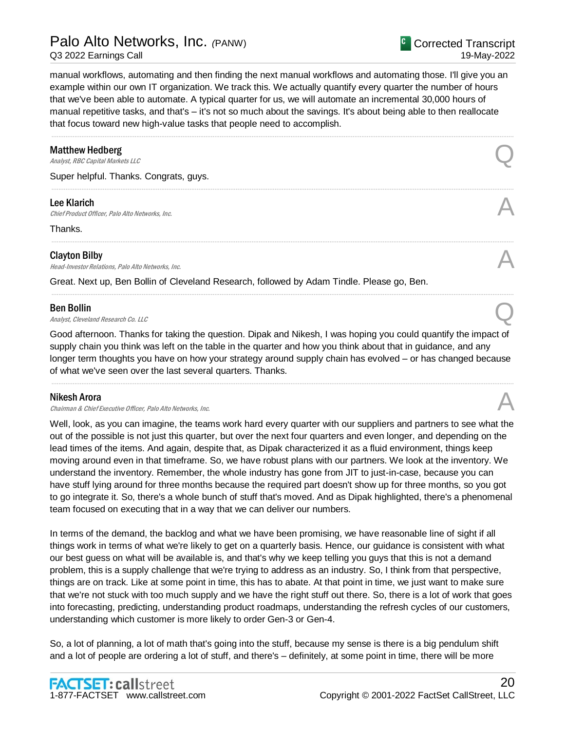manual workflows, automating and then finding the next manual workflows and automating those. I'll give you an example within our own IT organization. We track this. We actually quantify every quarter the number of hours that we've been able to automate. A typical quarter for us, we will automate an incremental 30,000 hours of manual repetitive tasks, and that's – it's not so much about the savings. It's about being able to then reallocate that focus toward new high-value tasks that people need to accomplish.

---

**Matthew Hedberg**
*Analyst, RBC Capital Markets LLC* — Q

Super helpful. Thanks. Congrats, guys.

---

**Lee Klarich**
*Chief Product Officer, Palo Alto Networks, Inc.* — A

Thanks.

---

**Clayton Bilby**
*Head-Investor Relations, Palo Alto Networks, Inc.* — A

Great. Next up, Ben Bollin of Cleveland Research, followed by Adam Tindle. Please go, Ben.

---

**Ben Bollin**
*Analyst, Cleveland Research Co. LLC* — Q

Good afternoon. Thanks for taking the question. Dipak and Nikesh, I was hoping you could quantify the impact of supply chain you think was left on the table in the quarter and how you think about that in guidance, and any longer term thoughts you have on how your strategy around supply chain has evolved – or has changed because of what we've seen over the last several quarters. Thanks.

---

**Nikesh Arora**
*Chairman & Chief Executive Officer, Palo Alto Networks, Inc.* — A

Well, look, as you can imagine, the teams work hard every quarter with our suppliers and partners to see what the out of the possible is not just this quarter, but over the next four quarters and even longer, and depending on the lead times of the items. And again, despite that, as Dipak characterized it as a fluid environment, things keep moving around even in that timeframe. So, we have robust plans with our partners. We look at the inventory. We understand the inventory. Remember, the whole industry has gone from JIT to just-in-case, because you can have stuff lying around for three months because the required part doesn't show up for three months, so you got to go integrate it. So, there's a whole bunch of stuff that's moved. And as Dipak highlighted, there's a phenomenal team focused on executing that in a way that we can deliver our numbers.

In terms of the demand, the backlog and what we have been promising, we have reasonable line of sight if all things work in terms of what we're likely to get on a quarterly basis. Hence, our guidance is consistent with what our best guess on what will be available is, and that's why we keep telling you guys that this is not a demand problem, this is a supply challenge that we're trying to address as an industry. So, I think from that perspective, things are on track. Like at some point in time, this has to abate. At that point in time, we just want to make sure that we're not stuck with too much supply and we have the right stuff out there. So, there is a lot of work that goes into forecasting, predicting, understanding product roadmaps, understanding the refresh cycles of our customers, understanding which customer is more likely to order Gen-3 or Gen-4.

So, a lot of planning, a lot of math that's going into the stuff, because my sense is there is a big pendulum shift and a lot of people are ordering a lot of stuff, and there's – definitely, at some point in time, there will be more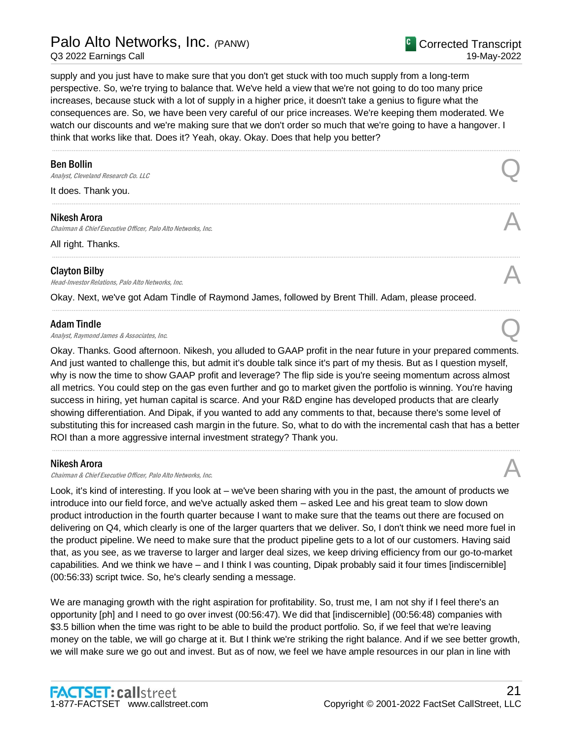supply and you just have to make sure that you don't get stuck with too much supply from a long-term perspective. So, we're trying to balance that. We've held a view that we're not going to do too many price increases, because stuck with a lot of supply in a higher price, it doesn't take a genius to figure what the consequences are. So, we have been very careful of our price increases. We're keeping them moderated. We watch our discounts and we're making sure that we don't order so much that we're going to have a hangover. I think that works like that. Does it? Yeah, okay. Okay. Does that help you better?

---

**Ben Bollin**
*Analyst, Cleveland Research Co. LLC* **Q**

It does. Thank you.

---

**Nikesh Arora**
*Chairman & Chief Executive Officer, Palo Alto Networks, Inc.* **A**

All right. Thanks.

---

**Clayton Bilby**
*Head-Investor Relations, Palo Alto Networks, Inc.* **A**

Okay. Next, we've got Adam Tindle of Raymond James, followed by Brent Thill. Adam, please proceed.

---

**Adam Tindle**
*Analyst, Raymond James & Associates, Inc.* **Q**

Okay. Thanks. Good afternoon. Nikesh, you alluded to GAAP profit in the near future in your prepared comments. And just wanted to challenge this, but admit it's double talk since it's part of my thesis. But as I question myself, why is now the time to show GAAP profit and leverage? The flip side is you're seeing momentum across almost all metrics. You could step on the gas even further and go to market given the portfolio is winning. You're having success in hiring, yet human capital is scarce. And your R&D engine has developed products that are clearly showing differentiation. And Dipak, if you wanted to add any comments to that, because there's some level of substituting this for increased cash margin in the future. So, what to do with the incremental cash that has a better ROI than a more aggressive internal investment strategy? Thank you.

---

**Nikesh Arora**
*Chairman & Chief Executive Officer, Palo Alto Networks, Inc.* **A**

Look, it's kind of interesting. If you look at – we've been sharing with you in the past, the amount of products we introduce into our field force, and we've actually asked them – asked Lee and his great team to slow down product introduction in the fourth quarter because I want to make sure that the teams out there are focused on delivering on Q4, which clearly is one of the larger quarters that we deliver. So, I don't think we need more fuel in the product pipeline. We need to make sure that the product pipeline gets to a lot of our customers. Having said that, as you see, as we traverse to larger and larger deal sizes, we keep driving efficiency from our go-to-market capabilities. And we think we have – and I think I was counting, Dipak probably said it four times [indiscernible] (00:56:33) script twice. So, he's clearly sending a message.

We are managing growth with the right aspiration for profitability. So, trust me, I am not shy if I feel there's an opportunity [ph] and I need to go over invest (00:56:47). We did that [indiscernible] (00:56:48) companies with $3.5 billion when the time was right to be able to build the product portfolio. So, if we feel that we're leaving money on the table, we will go charge at it. But I think we're striking the right balance. And if we see better growth, we will make sure we go out and invest. But as of now, we feel we have ample resources in our plan in line with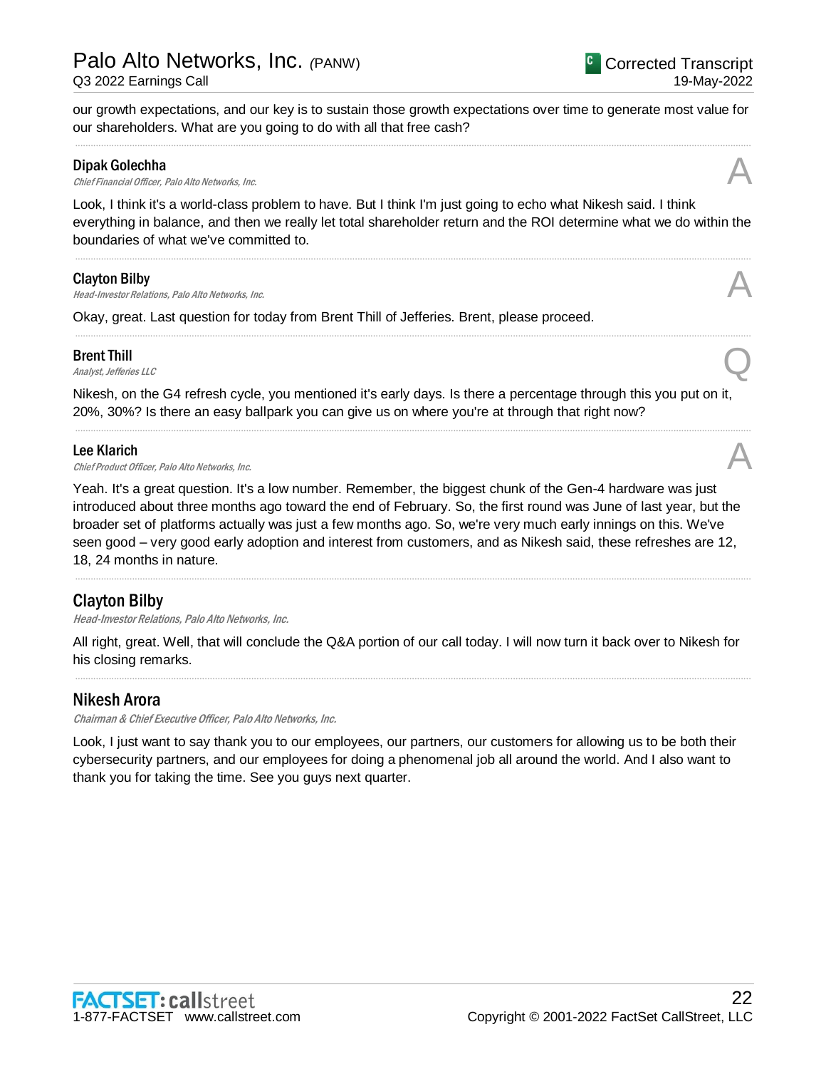our growth expectations, and our key is to sustain those growth expectations over time to generate most value for our shareholders. What are you going to do with all that free cash?

---

**Dipak Golechha**
*Chief Financial Officer, Palo Alto Networks, Inc.*  **A**

Look, I think it's a world-class problem to have. But I think I'm just going to echo what Nikesh said. I think everything in balance, and then we really let total shareholder return and the ROI determine what we do within the boundaries of what we've committed to.

---

**Clayton Bilby**
*Head-Investor Relations, Palo Alto Networks, Inc.*  **A**

Okay, great. Last question for today from Brent Thill of Jefferies. Brent, please proceed.

---

**Brent Thill**
*Analyst, Jefferies LLC*  **Q**

Nikesh, on the G4 refresh cycle, you mentioned it's early days. Is there a percentage through this you put on it, 20%, 30%? Is there an easy ballpark you can give us on where you're at through that right now?

---

**Lee Klarich**
*Chief Product Officer, Palo Alto Networks, Inc.*  **A**

Yeah. It's a great question. It's a low number. Remember, the biggest chunk of the Gen-4 hardware was just introduced about three months ago toward the end of February. So, the first round was June of last year, but the broader set of platforms actually was just a few months ago. So, we're very much early innings on this. We've seen good – very good early adoption and interest from customers, and as Nikesh said, these refreshes are 12, 18, 24 months in nature.

---

## Clayton Bilby

*Head-Investor Relations, Palo Alto Networks, Inc.*

All right, great. Well, that will conclude the Q&A portion of our call today. I will now turn it back over to Nikesh for his closing remarks.

---

## Nikesh Arora

*Chairman & Chief Executive Officer, Palo Alto Networks, Inc.*

Look, I just want to say thank you to our employees, our partners, our customers for allowing us to be both their cybersecurity partners, and our employees for doing a phenomenal job all around the world. And I also want to thank you for taking the time. See you guys next quarter.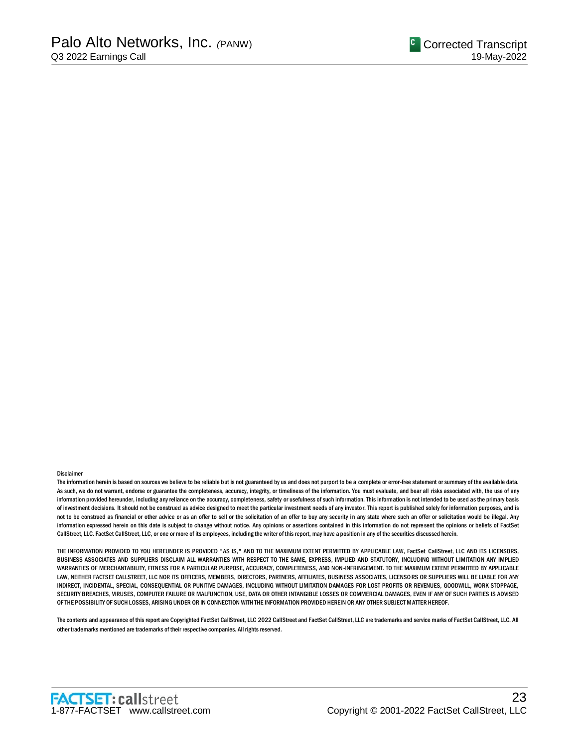Disclaimer

The information herein is based on sources we believe to be reliable but is not guaranteed by us and does not purport to be a complete or error-free statement or summary of the available data. As such, we do not warrant, endorse or guarantee the completeness, accuracy, integrity, or timeliness of the information. You must evaluate, and bear all risks associated with, the use of any information provided hereunder, including any reliance on the accuracy, completeness, safety or usefulness of such information. This information is not intended to be used as the primary basis of investment decisions. It should not be construed as advice designed to meet the particular investment needs of any investor. This report is published solely for information purposes, and is not to be construed as financial or other advice or as an offer to sell or the solicitation of an offer to buy any security in any state where such an offer or solicitation would be illegal. Any information expressed herein on this date is subject to change without notice. Any opinions or assertions contained in this information do not represent the opinions or beliefs of FactSet CallStreet, LLC. FactSet CallStreet, LLC, or one or more of its employees, including the writer of this report, may have a position in any of the securities discussed herein.

THE INFORMATION PROVIDED TO YOU HEREUNDER IS PROVIDED "AS IS," AND TO THE MAXIMUM EXTENT PERMITTED BY APPLICABLE LAW, FactSet CallStreet, LLC AND ITS LICENSORS, BUSINESS ASSOCIATES AND SUPPLIERS DISCLAIM ALL WARRANTIES WITH RESPECT TO THE SAME, EXPRESS, IMPLIED AND STATUTORY, INCLUDING WITHOUT LIMITATION ANY IMPLIED WARRANTIES OF MERCHANTABILITY, FITNESS FOR A PARTICULAR PURPOSE, ACCURACY, COMPLETENESS, AND NON-INFRINGEMENT. TO THE MAXIMUM EXTENT PERMITTED BY APPLICABLE LAW, NEITHER FACTSET CALLSTREET, LLC NOR ITS OFFICERS, MEMBERS, DIRECTORS, PARTNERS, AFFILIATES, BUSINESS ASSOCIATES, LICENSORS OR SUPPLIERS WILL BE LIABLE FOR ANY INDIRECT, INCIDENTAL, SPECIAL, CONSEQUENTIAL OR PUNITIVE DAMAGES, INCLUDING WITHOUT LIMITATION DAMAGES FOR LOST PROFITS OR REVENUES, GOODWILL, WORK STOPPAGE, SECURITY BREACHES, VIRUSES, COMPUTER FAILURE OR MALFUNCTION, USE, DATA OR OTHER INTANGIBLE LOSSES OR COMMERCIAL DAMAGES, EVEN IF ANY OF SUCH PARTIES IS ADVISED OF THE POSSIBILITY OF SUCH LOSSES, ARISING UNDER OR IN CONNECTION WITH THE INFORMATION PROVIDED HEREIN OR ANY OTHER SUBJECT MATTER HEREOF.

The contents and appearance of this report are Copyrighted FactSet CallStreet, LLC 2022 CallStreet and FactSet CallStreet, LLC are trademarks and service marks of FactSet CallStreet, LLC. All other trademarks mentioned are trademarks of their respective companies. All rights reserved.